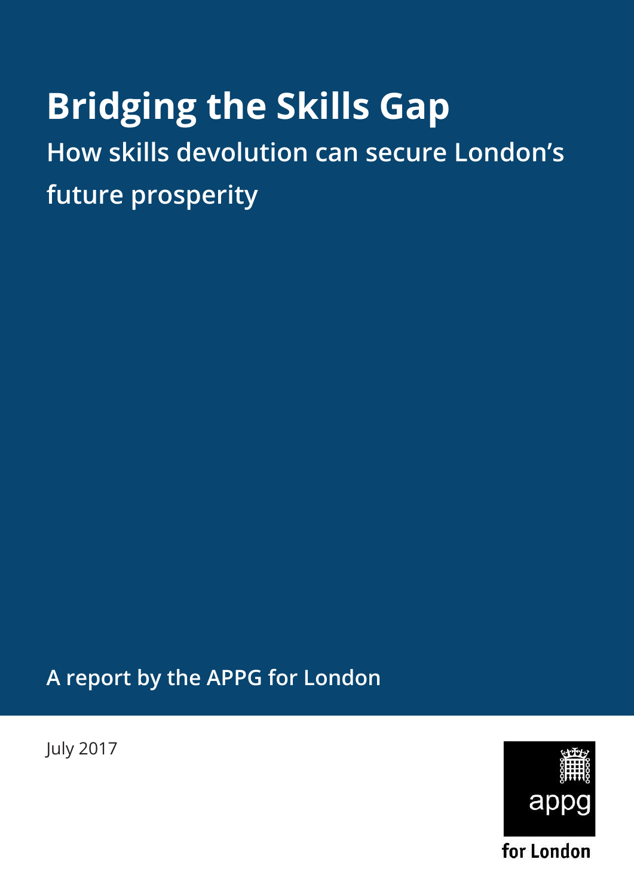# Bridging the Skills Gap

## How skills devolution can secure London's future prosperity

A report by the APPG for London

July 2017

appg

for London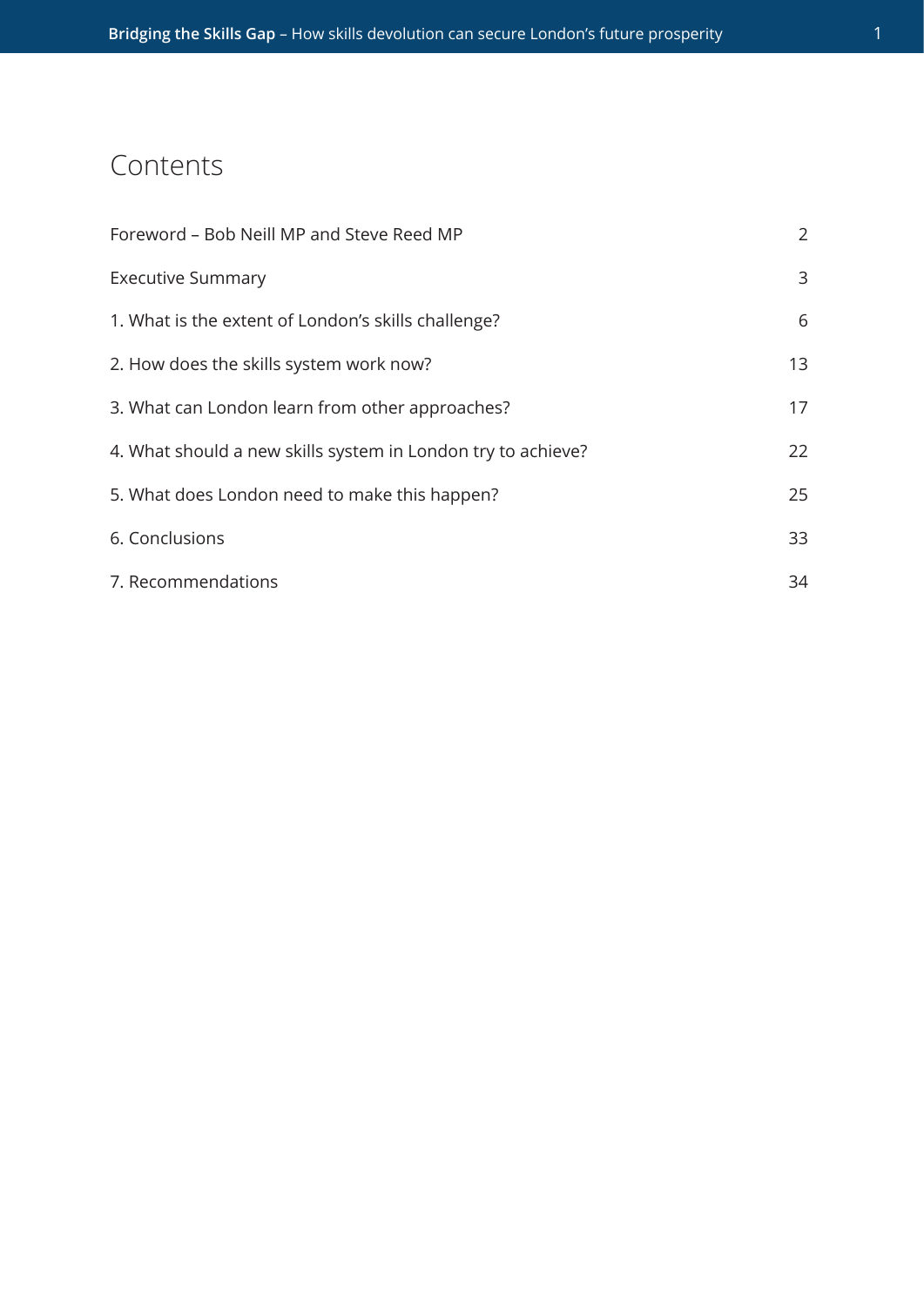# Contents

| | |
|---|---|
| Foreword – Bob Neill MP and Steve Reed MP | 2 |
| Executive Summary | 3 |
| 1. What is the extent of London's skills challenge? | 6 |
| 2. How does the skills system work now? | 13 |
| 3. What can London learn from other approaches? | 17 |
| 4. What should a new skills system in London try to achieve? | 22 |
| 5. What does London need to make this happen? | 25 |
| 6. Conclusions | 33 |
| 7. Recommendations | 34 |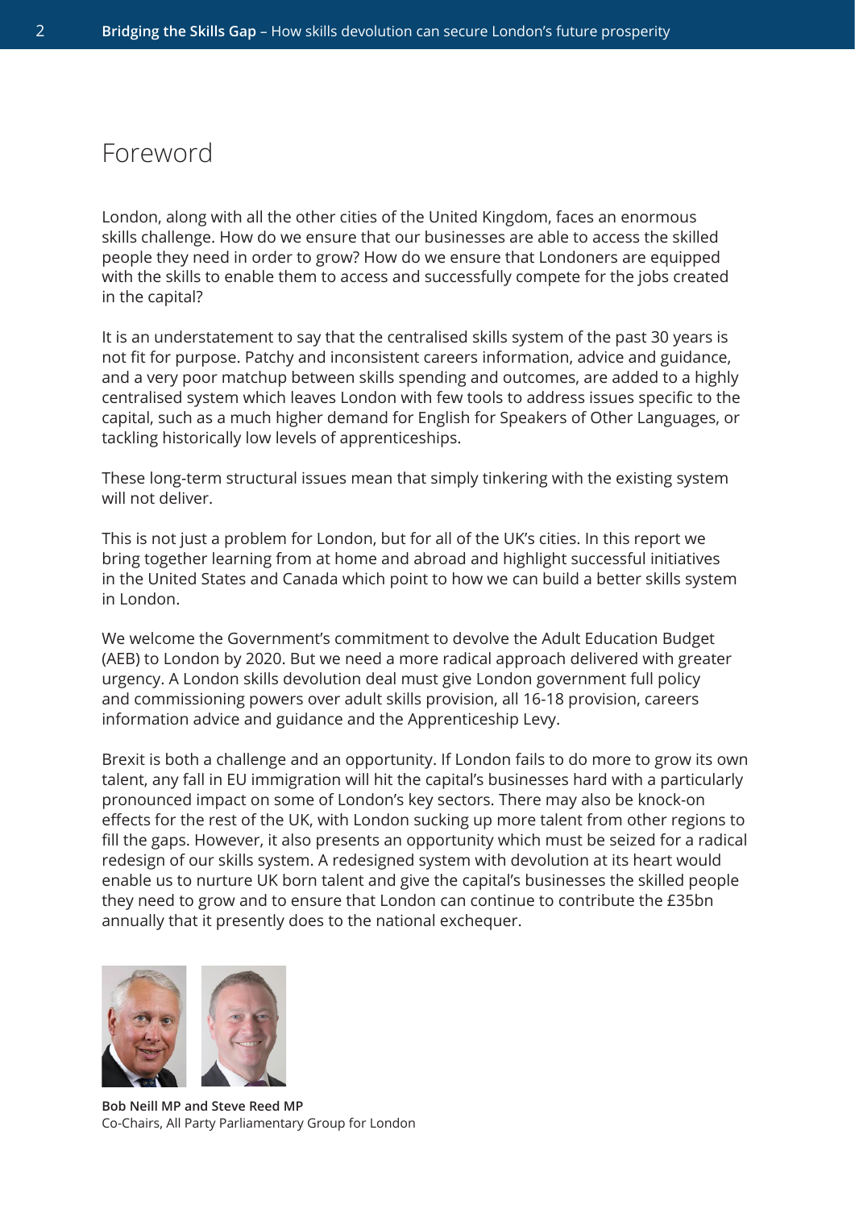# Foreword

London, along with all the other cities of the United Kingdom, faces an enormous skills challenge. How do we ensure that our businesses are able to access the skilled people they need in order to grow? How do we ensure that Londoners are equipped with the skills to enable them to access and successfully compete for the jobs created in the capital?

It is an understatement to say that the centralised skills system of the past 30 years is not fit for purpose. Patchy and inconsistent careers information, advice and guidance, and a very poor matchup between skills spending and outcomes, are added to a highly centralised system which leaves London with few tools to address issues specific to the capital, such as a much higher demand for English for Speakers of Other Languages, or tackling historically low levels of apprenticeships.

These long-term structural issues mean that simply tinkering with the existing system will not deliver.

This is not just a problem for London, but for all of the UK's cities. In this report we bring together learning from at home and abroad and highlight successful initiatives in the United States and Canada which point to how we can build a better skills system in London.

We welcome the Government's commitment to devolve the Adult Education Budget (AEB) to London by 2020. But we need a more radical approach delivered with greater urgency. A London skills devolution deal must give London government full policy and commissioning powers over adult skills provision, all 16-18 provision, careers information advice and guidance and the Apprenticeship Levy.

Brexit is both a challenge and an opportunity. If London fails to do more to grow its own talent, any fall in EU immigration will hit the capital's businesses hard with a particularly pronounced impact on some of London's key sectors. There may also be knock-on effects for the rest of the UK, with London sucking up more talent from other regions to fill the gaps. However, it also presents an opportunity which must be seized for a radical redesign of our skills system. A redesigned system with devolution at its heart would enable us to nurture UK born talent and give the capital's businesses the skilled people they need to grow and to ensure that London can continue to contribute the £35bn annually that it presently does to the national exchequer.

**Bob Neill MP and Steve Reed MP**
Co-Chairs, All Party Parliamentary Group for London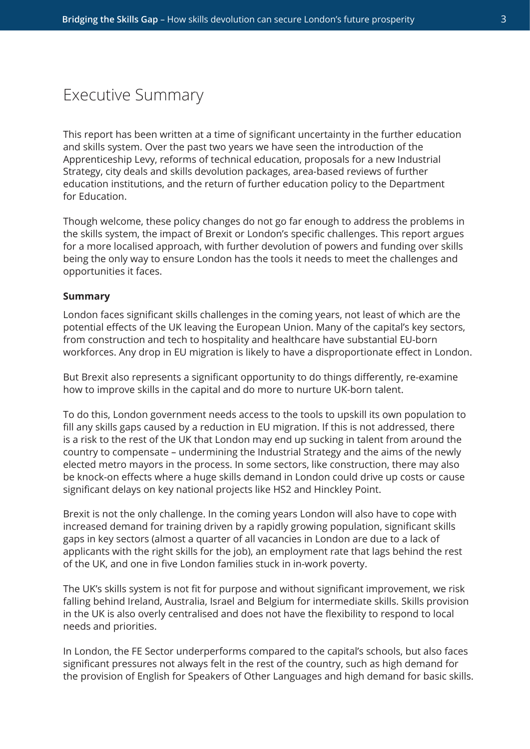# Executive Summary

This report has been written at a time of significant uncertainty in the further education and skills system. Over the past two years we have seen the introduction of the Apprenticeship Levy, reforms of technical education, proposals for a new Industrial Strategy, city deals and skills devolution packages, area-based reviews of further education institutions, and the return of further education policy to the Department for Education.

Though welcome, these policy changes do not go far enough to address the problems in the skills system, the impact of Brexit or London's specific challenges. This report argues for a more localised approach, with further devolution of powers and funding over skills being the only way to ensure London has the tools it needs to meet the challenges and opportunities it faces.

**Summary**

London faces significant skills challenges in the coming years, not least of which are the potential effects of the UK leaving the European Union. Many of the capital's key sectors, from construction and tech to hospitality and healthcare have substantial EU-born workforces. Any drop in EU migration is likely to have a disproportionate effect in London.

But Brexit also represents a significant opportunity to do things differently, re-examine how to improve skills in the capital and do more to nurture UK-born talent.

To do this, London government needs access to the tools to upskill its own population to fill any skills gaps caused by a reduction in EU migration. If this is not addressed, there is a risk to the rest of the UK that London may end up sucking in talent from around the country to compensate – undermining the Industrial Strategy and the aims of the newly elected metro mayors in the process. In some sectors, like construction, there may also be knock-on effects where a huge skills demand in London could drive up costs or cause significant delays on key national projects like HS2 and Hinckley Point.

Brexit is not the only challenge. In the coming years London will also have to cope with increased demand for training driven by a rapidly growing population, significant skills gaps in key sectors (almost a quarter of all vacancies in London are due to a lack of applicants with the right skills for the job), an employment rate that lags behind the rest of the UK, and one in five London families stuck in in-work poverty.

The UK's skills system is not fit for purpose and without significant improvement, we risk falling behind Ireland, Australia, Israel and Belgium for intermediate skills. Skills provision in the UK is also overly centralised and does not have the flexibility to respond to local needs and priorities.

In London, the FE Sector underperforms compared to the capital's schools, but also faces significant pressures not always felt in the rest of the country, such as high demand for the provision of English for Speakers of Other Languages and high demand for basic skills.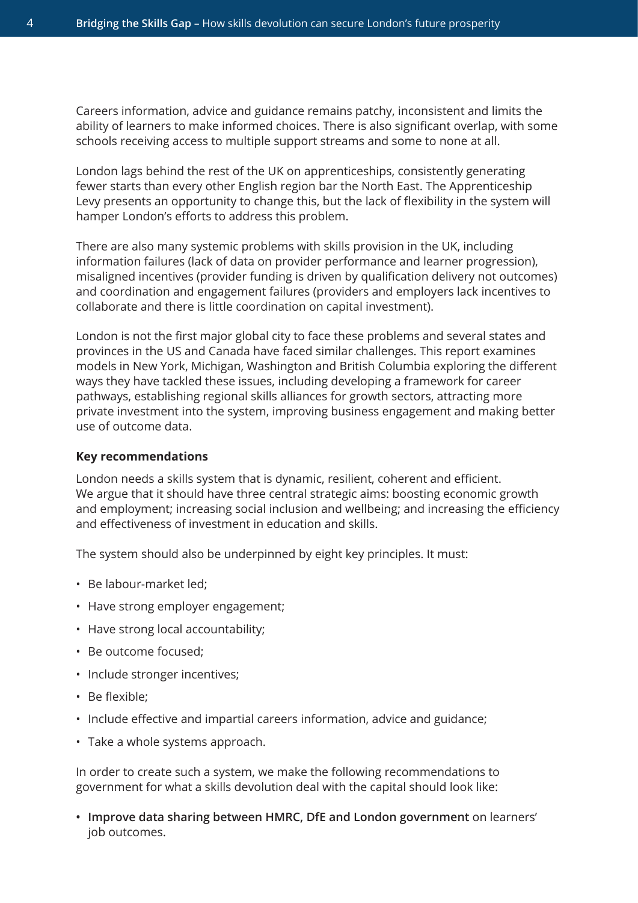Careers information, advice and guidance remains patchy, inconsistent and limits the ability of learners to make informed choices. There is also significant overlap, with some schools receiving access to multiple support streams and some to none at all.

London lags behind the rest of the UK on apprenticeships, consistently generating fewer starts than every other English region bar the North East. The Apprenticeship Levy presents an opportunity to change this, but the lack of flexibility in the system will hamper London's efforts to address this problem.

There are also many systemic problems with skills provision in the UK, including information failures (lack of data on provider performance and learner progression), misaligned incentives (provider funding is driven by qualification delivery not outcomes) and coordination and engagement failures (providers and employers lack incentives to collaborate and there is little coordination on capital investment).

London is not the first major global city to face these problems and several states and provinces in the US and Canada have faced similar challenges. This report examines models in New York, Michigan, Washington and British Columbia exploring the different ways they have tackled these issues, including developing a framework for career pathways, establishing regional skills alliances for growth sectors, attracting more private investment into the system, improving business engagement and making better use of outcome data.

**Key recommendations**

London needs a skills system that is dynamic, resilient, coherent and efficient. We argue that it should have three central strategic aims: boosting economic growth and employment; increasing social inclusion and wellbeing; and increasing the efficiency and effectiveness of investment in education and skills.

The system should also be underpinned by eight key principles. It must:

- Be labour-market led;
- Have strong employer engagement;
- Have strong local accountability;
- Be outcome focused;
- Include stronger incentives;
- Be flexible;
- Include effective and impartial careers information, advice and guidance;
- Take a whole systems approach.

In order to create such a system, we make the following recommendations to government for what a skills devolution deal with the capital should look like:

- **Improve data sharing between HMRC, DfE and London government** on learners' job outcomes.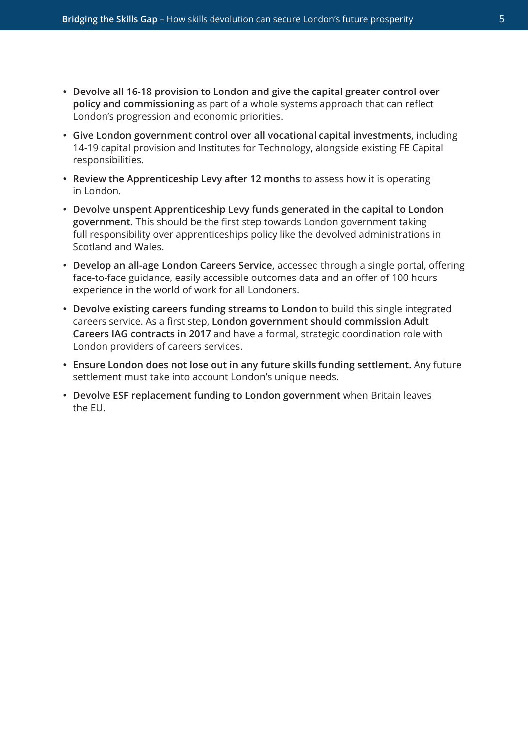- **Devolve all 16-18 provision to London and give the capital greater control over policy and commissioning** as part of a whole systems approach that can reflect London's progression and economic priorities.
- **Give London government control over all vocational capital investments,** including 14-19 capital provision and Institutes for Technology, alongside existing FE Capital responsibilities.
- **Review the Apprenticeship Levy after 12 months** to assess how it is operating in London.
- **Devolve unspent Apprenticeship Levy funds generated in the capital to London government.** This should be the first step towards London government taking full responsibility over apprenticeships policy like the devolved administrations in Scotland and Wales.
- **Develop an all-age London Careers Service,** accessed through a single portal, offering face-to-face guidance, easily accessible outcomes data and an offer of 100 hours experience in the world of work for all Londoners.
- **Devolve existing careers funding streams to London** to build this single integrated careers service. As a first step, **London government should commission Adult Careers IAG contracts in 2017** and have a formal, strategic coordination role with London providers of careers services.
- **Ensure London does not lose out in any future skills funding settlement.** Any future settlement must take into account London's unique needs.
- **Devolve ESF replacement funding to London government** when Britain leaves the EU.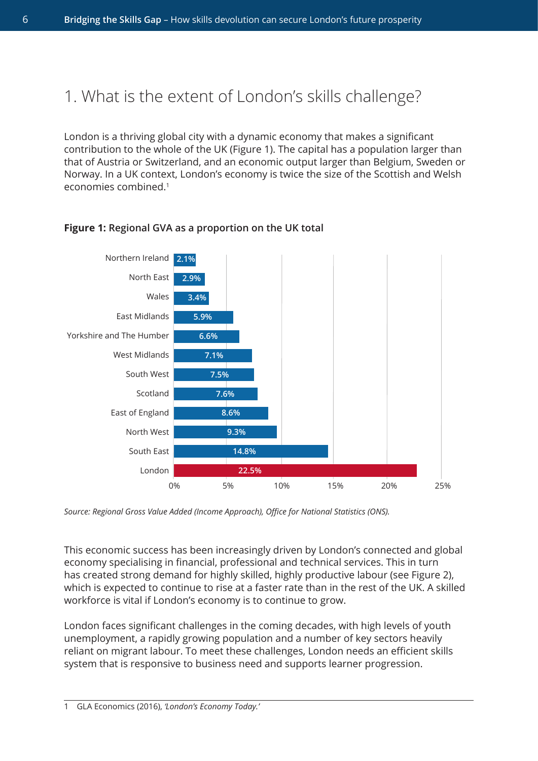# 1. What is the extent of London's skills challenge?

London is a thriving global city with a dynamic economy that makes a significant contribution to the whole of the UK (Figure 1). The capital has a population larger than that of Austria or Switzerland, and an economic output larger than Belgium, Sweden or Norway. In a UK context, London's economy is twice the size of the Scottish and Welsh economies combined.[1]

**Figure 1:** Regional GVA as a proportion on the UK total

| Region | Share of UK GVA |
|---|---|
| Northern Ireland | 2.1% |
| North East | 2.9% |
| Wales | 3.4% |
| East Midlands | 5.9% |
| Yorkshire and The Humber | 6.6% |
| West Midlands | 7.1% |
| South West | 7.5% |
| Scotland | 7.6% |
| East of England | 8.6% |
| North West | 9.3% |
| South East | 14.8% |
| London | 22.5% |

*Source: Regional Gross Value Added (Income Approach), Office for National Statistics (ONS).*

This economic success has been increasingly driven by London's connected and global economy specialising in financial, professional and technical services. This in turn has created strong demand for highly skilled, highly productive labour (see Figure 2), which is expected to continue to rise at a faster rate than in the rest of the UK. A skilled workforce is vital if London's economy is to continue to grow.

London faces significant challenges in the coming decades, with high levels of youth unemployment, a rapidly growing population and a number of key sectors heavily reliant on migrant labour. To meet these challenges, London needs an efficient skills system that is responsive to business need and supports learner progression.

1 GLA Economics (2016), *'London's Economy Today.'*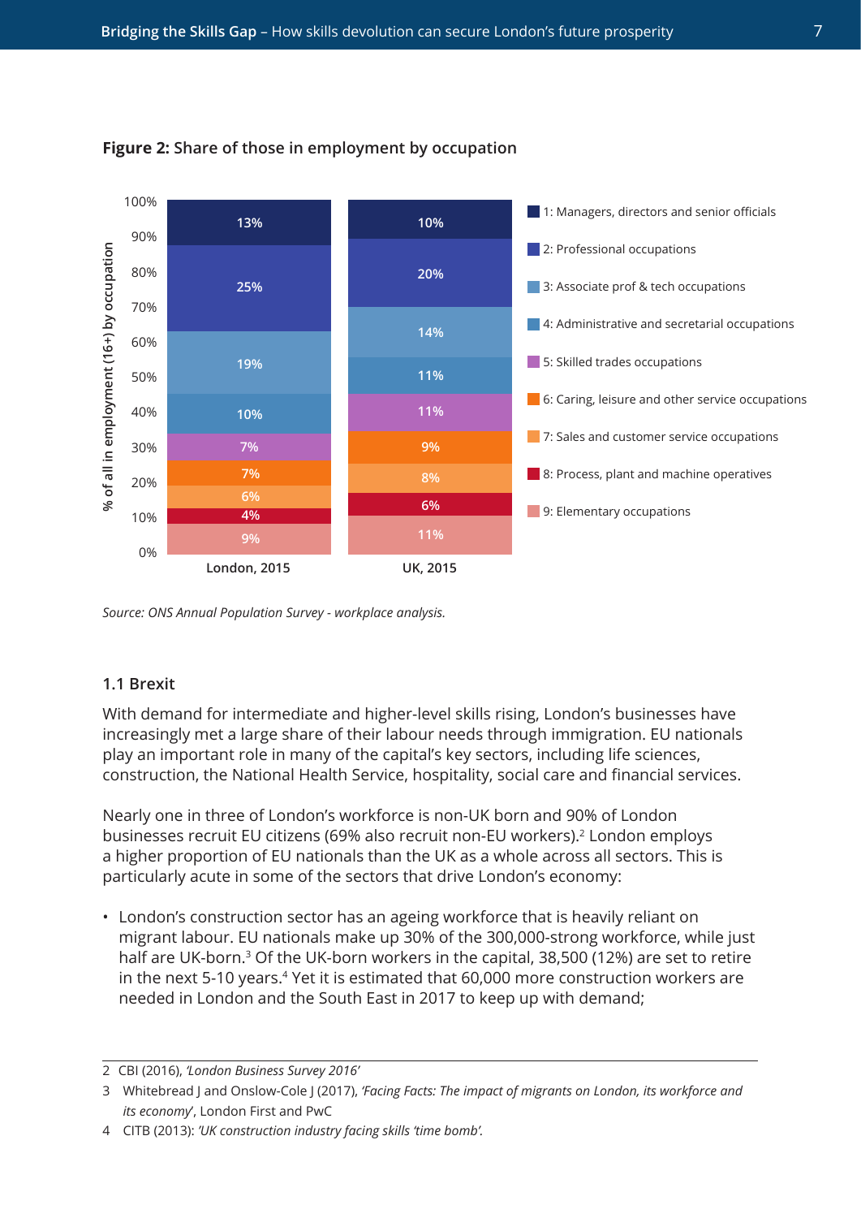**Figure 2:** Share of those in employment by occupation

| Occupation | London, 2015 | UK, 2015 |
|---|---|---|
| 1: Managers, directors and senior officials | 13% | 10% |
| 2: Professional occupations | 25% | 20% |
| 3: Associate prof & tech occupations | 19% | 14% |
| 4: Administrative and secretarial occupations | 10% | 11% |
| 5: Skilled trades occupations | 7% | 11% |
| 6: Caring, leisure and other service occupations | 7% | 9% |
| 7: Sales and customer service occupations | 6% | 8% |
| 8: Process, plant and machine operatives | 4% | 6% |
| 9: Elementary occupations | 9% | 11% |

*Source: ONS Annual Population Survey - workplace analysis.*

### 1.1 Brexit

With demand for intermediate and higher-level skills rising, London's businesses have increasingly met a large share of their labour needs through immigration. EU nationals play an important role in many of the capital's key sectors, including life sciences, construction, the National Health Service, hospitality, social care and financial services.

Nearly one in three of London's workforce is non-UK born and 90% of London businesses recruit EU citizens (69% also recruit non-EU workers).[2] London employs a higher proportion of EU nationals than the UK as a whole across all sectors. This is particularly acute in some of the sectors that drive London's economy:

- London's construction sector has an ageing workforce that is heavily reliant on migrant labour. EU nationals make up 30% of the 300,000-strong workforce, while just half are UK-born.[3] Of the UK-born workers in the capital, 38,500 (12%) are set to retire in the next 5-10 years.[4] Yet it is estimated that 60,000 more construction workers are needed in London and the South East in 2017 to keep up with demand;

---

2 CBI (2016), *'London Business Survey 2016'*

3 Whitebread J and Onslow-Cole J (2017), *'Facing Facts: The impact of migrants on London, its workforce and its economy'*, London First and PwC

4 CITB (2013): *'UK construction industry facing skills 'time bomb'.*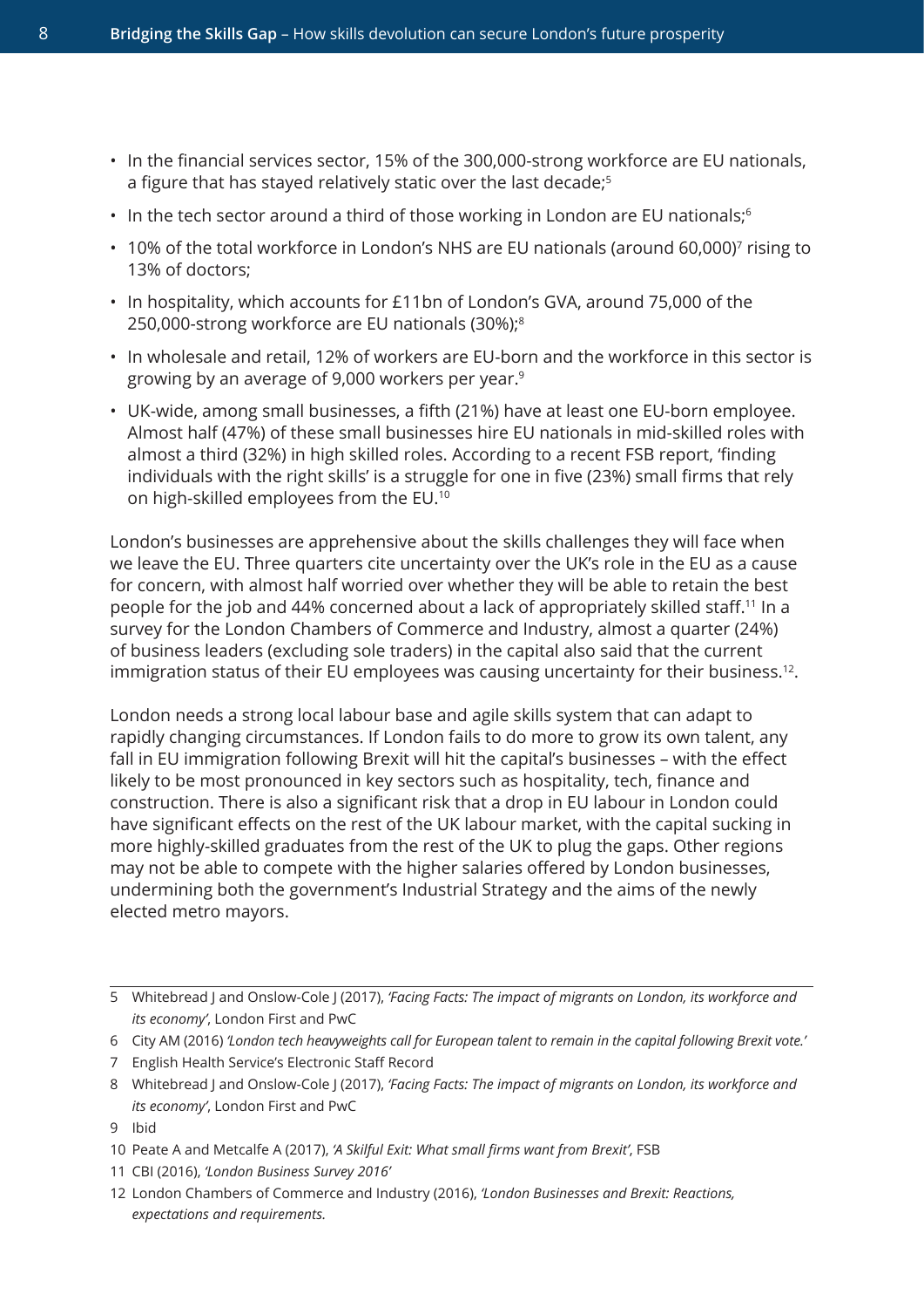- In the financial services sector, 15% of the 300,000-strong workforce are EU nationals, a figure that has stayed relatively static over the last decade;[5]
- In the tech sector around a third of those working in London are EU nationals;[6]
- 10% of the total workforce in London's NHS are EU nationals (around 60,000)[7] rising to 13% of doctors;
- In hospitality, which accounts for £11bn of London's GVA, around 75,000 of the 250,000-strong workforce are EU nationals (30%);[8]
- In wholesale and retail, 12% of workers are EU-born and the workforce in this sector is growing by an average of 9,000 workers per year.[9]
- UK-wide, among small businesses, a fifth (21%) have at least one EU-born employee. Almost half (47%) of these small businesses hire EU nationals in mid-skilled roles with almost a third (32%) in high skilled roles. According to a recent FSB report, 'finding individuals with the right skills' is a struggle for one in five (23%) small firms that rely on high-skilled employees from the EU.[10]

London's businesses are apprehensive about the skills challenges they will face when we leave the EU. Three quarters cite uncertainty over the UK's role in the EU as a cause for concern, with almost half worried over whether they will be able to retain the best people for the job and 44% concerned about a lack of appropriately skilled staff.[11] In a survey for the London Chambers of Commerce and Industry, almost a quarter (24%) of business leaders (excluding sole traders) in the capital also said that the current immigration status of their EU employees was causing uncertainty for their business.[12].

London needs a strong local labour base and agile skills system that can adapt to rapidly changing circumstances. If London fails to do more to grow its own talent, any fall in EU immigration following Brexit will hit the capital's businesses – with the effect likely to be most pronounced in key sectors such as hospitality, tech, finance and construction. There is also a significant risk that a drop in EU labour in London could have significant effects on the rest of the UK labour market, with the capital sucking in more highly-skilled graduates from the rest of the UK to plug the gaps. Other regions may not be able to compete with the higher salaries offered by London businesses, undermining both the government's Industrial Strategy and the aims of the newly elected metro mayors.

---

5 Whitebread J and Onslow-Cole J (2017), *'Facing Facts: The impact of migrants on London, its workforce and its economy'*, London First and PwC

6 City AM (2016) *'London tech heavyweights call for European talent to remain in the capital following Brexit vote.'*

7 English Health Service's Electronic Staff Record

8 Whitebread J and Onslow-Cole J (2017), *'Facing Facts: The impact of migrants on London, its workforce and its economy'*, London First and PwC

9 Ibid

10 Peate A and Metcalfe A (2017), *'A Skilful Exit: What small firms want from Brexit'*, FSB

11 CBI (2016), *'London Business Survey 2016'*

12 London Chambers of Commerce and Industry (2016), *'London Businesses and Brexit: Reactions, expectations and requirements.*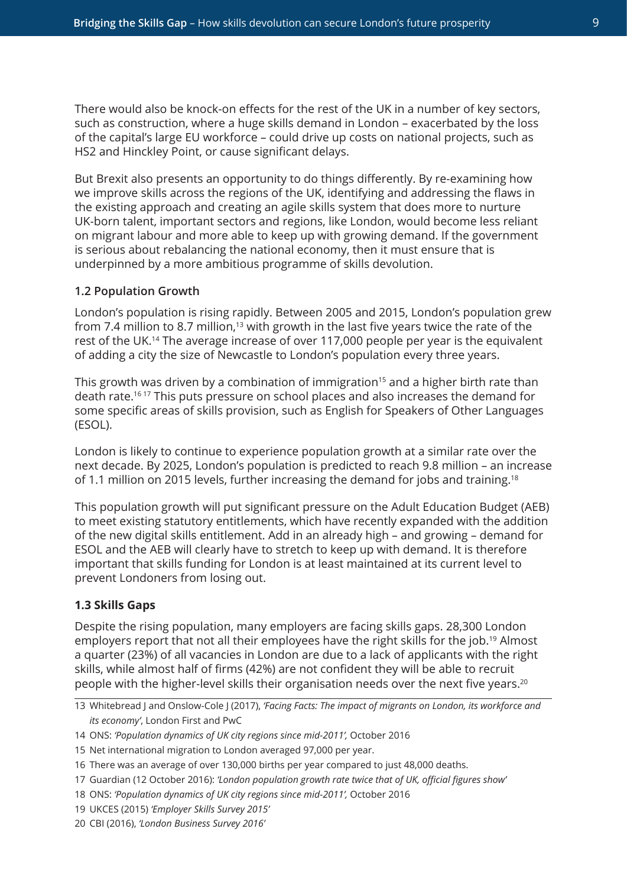There would also be knock-on effects for the rest of the UK in a number of key sectors, such as construction, where a huge skills demand in London – exacerbated by the loss of the capital's large EU workforce – could drive up costs on national projects, such as HS2 and Hinckley Point, or cause significant delays.

But Brexit also presents an opportunity to do things differently. By re-examining how we improve skills across the regions of the UK, identifying and addressing the flaws in the existing approach and creating an agile skills system that does more to nurture UK-born talent, important sectors and regions, like London, would become less reliant on migrant labour and more able to keep up with growing demand. If the government is serious about rebalancing the national economy, then it must ensure that is underpinned by a more ambitious programme of skills devolution.

### 1.2 Population Growth

London's population is rising rapidly. Between 2005 and 2015, London's population grew from 7.4 million to 8.7 million,[13] with growth in the last five years twice the rate of the rest of the UK.[14] The average increase of over 117,000 people per year is the equivalent of adding a city the size of Newcastle to London's population every three years.

This growth was driven by a combination of immigration[15] and a higher birth rate than death rate.[16 17] This puts pressure on school places and also increases the demand for some specific areas of skills provision, such as English for Speakers of Other Languages (ESOL).

London is likely to continue to experience population growth at a similar rate over the next decade. By 2025, London's population is predicted to reach 9.8 million – an increase of 1.1 million on 2015 levels, further increasing the demand for jobs and training.[18]

This population growth will put significant pressure on the Adult Education Budget (AEB) to meet existing statutory entitlements, which have recently expanded with the addition of the new digital skills entitlement. Add in an already high – and growing – demand for ESOL and the AEB will clearly have to stretch to keep up with demand. It is therefore important that skills funding for London is at least maintained at its current level to prevent Londoners from losing out.

### 1.3 Skills Gaps

Despite the rising population, many employers are facing skills gaps. 28,300 London employers report that not all their employees have the right skills for the job.[19] Almost a quarter (23%) of all vacancies in London are due to a lack of applicants with the right skills, while almost half of firms (42%) are not confident they will be able to recruit people with the higher-level skills their organisation needs over the next five years.[20]

---

13 Whitebread J and Onslow-Cole J (2017), *'Facing Facts: The impact of migrants on London, its workforce and its economy'*, London First and PwC

14 ONS: *'Population dynamics of UK city regions since mid-2011',* October 2016

15 Net international migration to London averaged 97,000 per year.

16 There was an average of over 130,000 births per year compared to just 48,000 deaths.

17 Guardian (12 October 2016): *'London population growth rate twice that of UK, official figures show'*

18 ONS: *'Population dynamics of UK city regions since mid-2011',* October 2016

19 UKCES (2015) *'Employer Skills Survey 2015'*

20 CBI (2016), *'London Business Survey 2016'*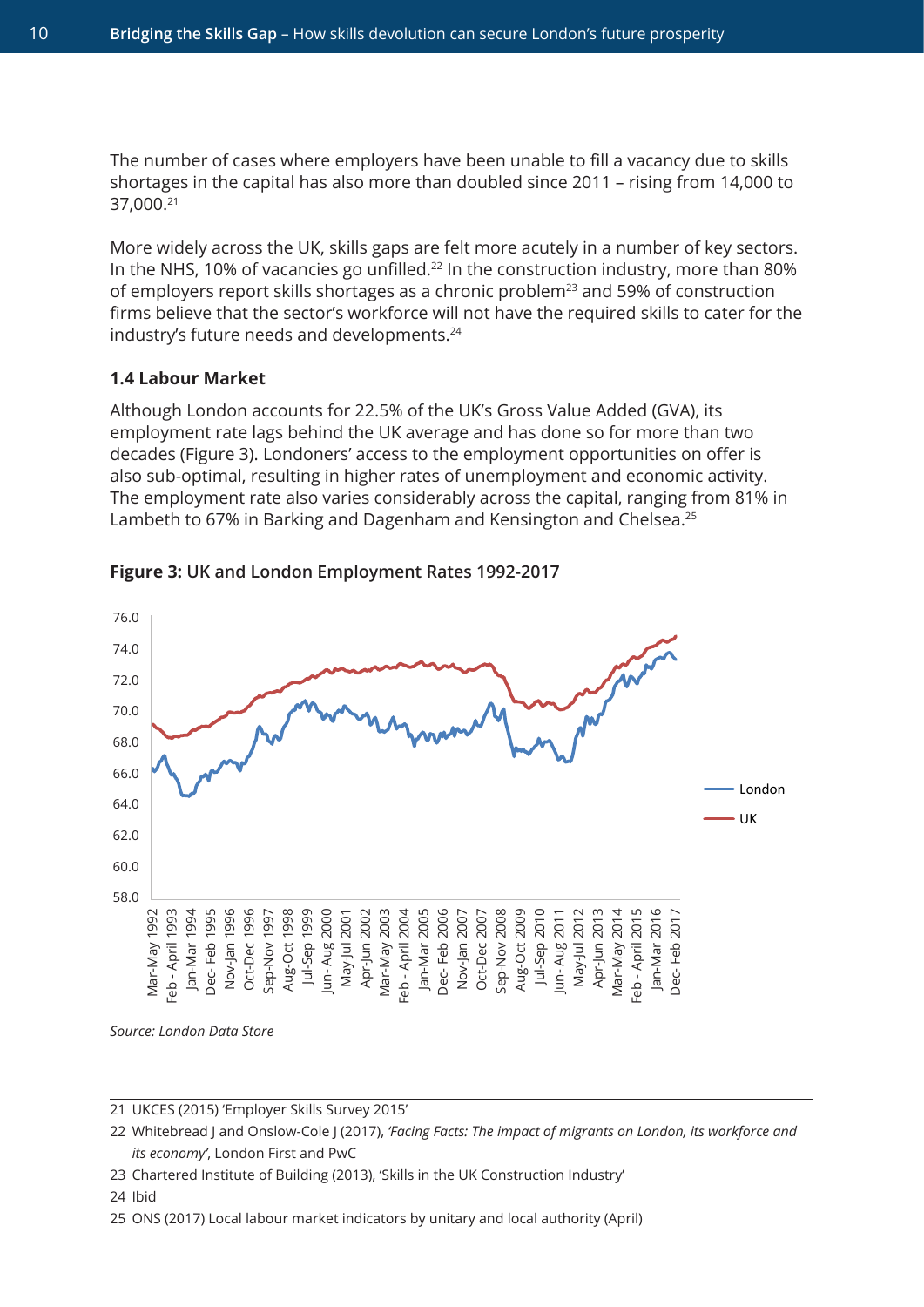The number of cases where employers have been unable to fill a vacancy due to skills shortages in the capital has also more than doubled since 2011 – rising from 14,000 to 37,000.[21]

More widely across the UK, skills gaps are felt more acutely in a number of key sectors. In the NHS, 10% of vacancies go unfilled.[22] In the construction industry, more than 80% of employers report skills shortages as a chronic problem[23] and 59% of construction firms believe that the sector's workforce will not have the required skills to cater for the industry's future needs and developments.[24]

### 1.4 Labour Market

Although London accounts for 22.5% of the UK's Gross Value Added (GVA), its employment rate lags behind the UK average and has done so for more than two decades (Figure 3). Londoners' access to the employment opportunities on offer is also sub-optimal, resulting in higher rates of unemployment and economic activity. The employment rate also varies considerably across the capital, ranging from 81% in Lambeth to 67% in Barking and Dagenham and Kensington and Chelsea.[25]

**Figure 3:** UK and London Employment Rates 1992-2017

*Source: London Data Store*

---

21 UKCES (2015) 'Employer Skills Survey 2015'

22 Whitebread J and Onslow-Cole J (2017), *'Facing Facts: The impact of migrants on London, its workforce and its economy'*, London First and PwC

23 Chartered Institute of Building (2013), 'Skills in the UK Construction Industry'

24 Ibid

25 ONS (2017) Local labour market indicators by unitary and local authority (April)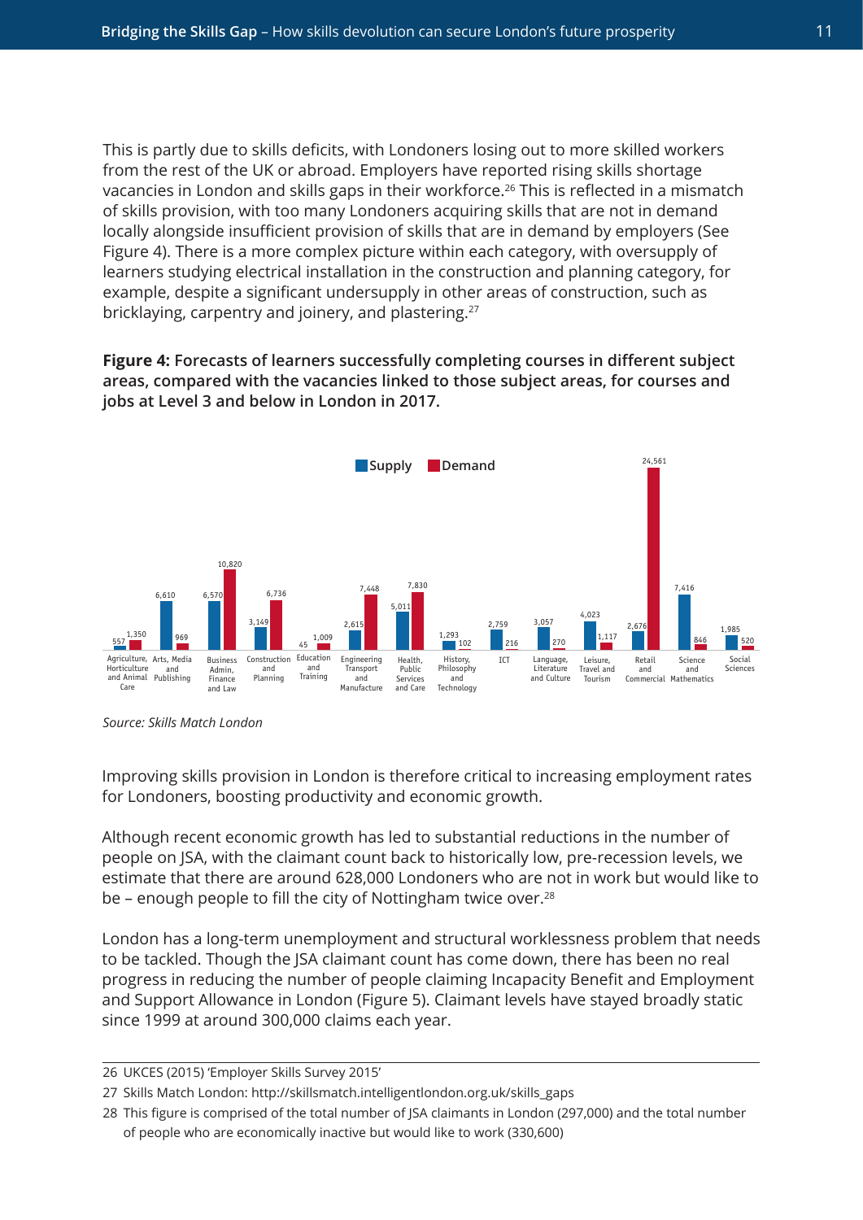This is partly due to skills deficits, with Londoners losing out to more skilled workers from the rest of the UK or abroad. Employers have reported rising skills shortage vacancies in London and skills gaps in their workforce.[26] This is reflected in a mismatch of skills provision, with too many Londoners acquiring skills that are not in demand locally alongside insufficient provision of skills that are in demand by employers (See Figure 4). There is a more complex picture within each category, with oversupply of learners studying electrical installation in the construction and planning category, for example, despite a significant undersupply in other areas of construction, such as bricklaying, carpentry and joinery, and plastering.[27]

**Figure 4: Forecasts of learners successfully completing courses in different subject areas, compared with the vacancies linked to those subject areas, for courses and jobs at Level 3 and below in London in 2017.**

| Subject area | Supply | Demand |
| --- | --- | --- |
| Agriculture, Horticulture and Animal Care | 557 | 1,350 |
| Arts, Media and Publishing | 6,610 | 969 |
| Business Admin, Finance and Law | 6,570 | 10,820 |
| Construction and Planning | 3,149 | 6,736 |
| Education and Training | 45 | 1,009 |
| Engineering Transport and Manufacture | 2,615 | 7,448 |
| Health, Public Services and Care | 5,011 | 7,830 |
| History, Philosophy and Technology | 1,293 | 102 |
| ICT | 2,759 | 216 |
| Language, Literature and Culture | 3,057 | 270 |
| Leisure, Travel and Tourism | 4,023 | 1,117 |
| Retail and Commercial | 2,676 | 24,561 |
| Science and Mathematics | 7,416 | 846 |
| Social Sciences | 1,985 | 520 |

*Source: Skills Match London*

Improving skills provision in London is therefore critical to increasing employment rates for Londoners, boosting productivity and economic growth.

Although recent economic growth has led to substantial reductions in the number of people on JSA, with the claimant count back to historically low, pre-recession levels, we estimate that there are around 628,000 Londoners who are not in work but would like to be – enough people to fill the city of Nottingham twice over.[28]

London has a long-term unemployment and structural worklessness problem that needs to be tackled. Though the JSA claimant count has come down, there has been no real progress in reducing the number of people claiming Incapacity Benefit and Employment and Support Allowance in London (Figure 5). Claimant levels have stayed broadly static since 1999 at around 300,000 claims each year.

---

26 UKCES (2015) 'Employer Skills Survey 2015'

27 Skills Match London: http://skillsmatch.intelligentlondon.org.uk/skills_gaps

28 This figure is comprised of the total number of JSA claimants in London (297,000) and the total number of people who are economically inactive but would like to work (330,600)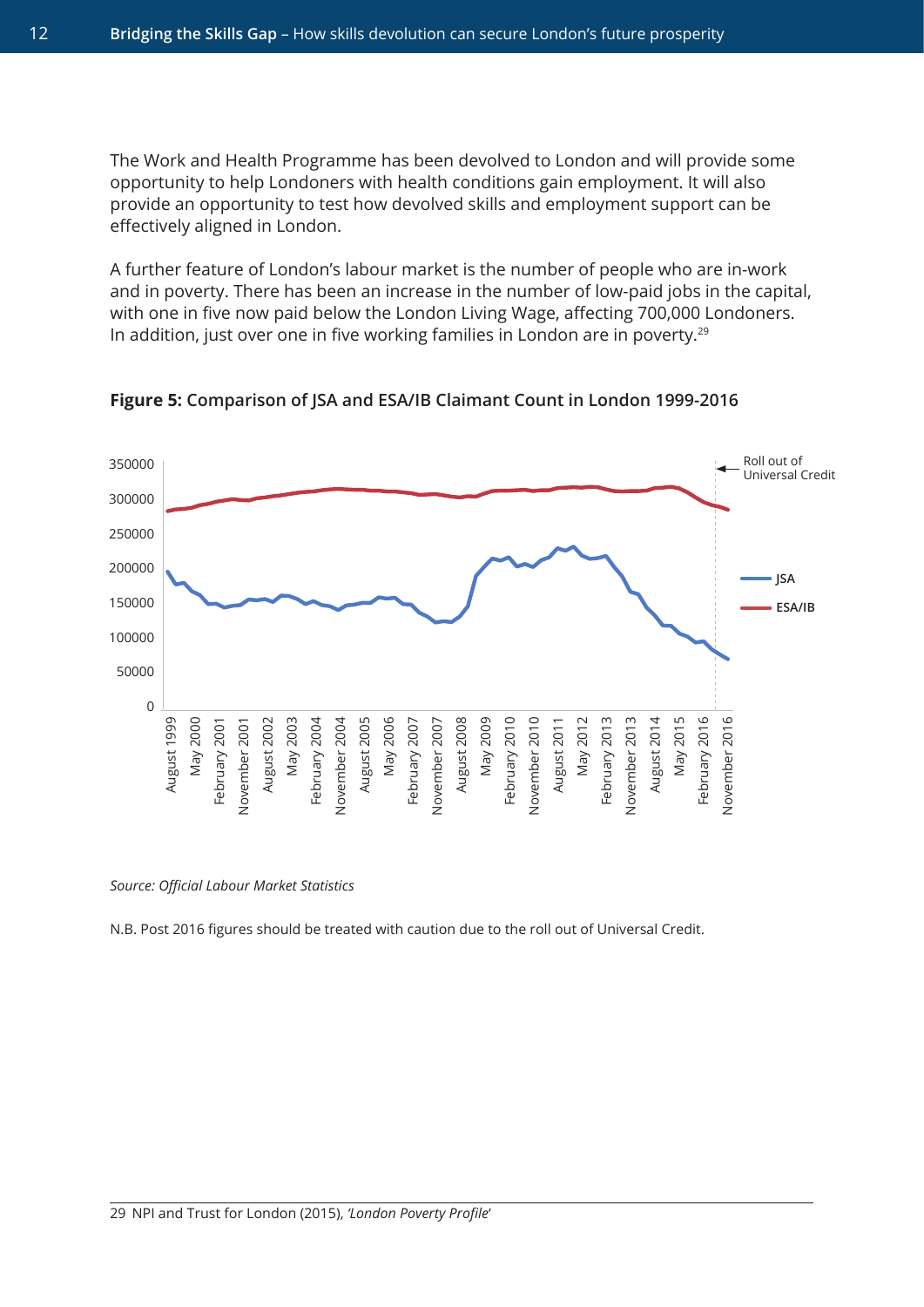The Work and Health Programme has been devolved to London and will provide some opportunity to help Londoners with health conditions gain employment. It will also provide an opportunity to test how devolved skills and employment support can be effectively aligned in London.

A further feature of London's labour market is the number of people who are in-work and in poverty. There has been an increase in the number of low-paid jobs in the capital, with one in five now paid below the London Living Wage, affecting 700,000 Londoners. In addition, just over one in five working families in London are in poverty.[29]

**Figure 5:** **Comparison of JSA and ESA/IB Claimant Count in London 1999-2016**

*Source: Official Labour Market Statistics*

N.B. Post 2016 figures should be treated with caution due to the roll out of Universal Credit.

29 NPI and Trust for London (2015), *'London Poverty Profile'*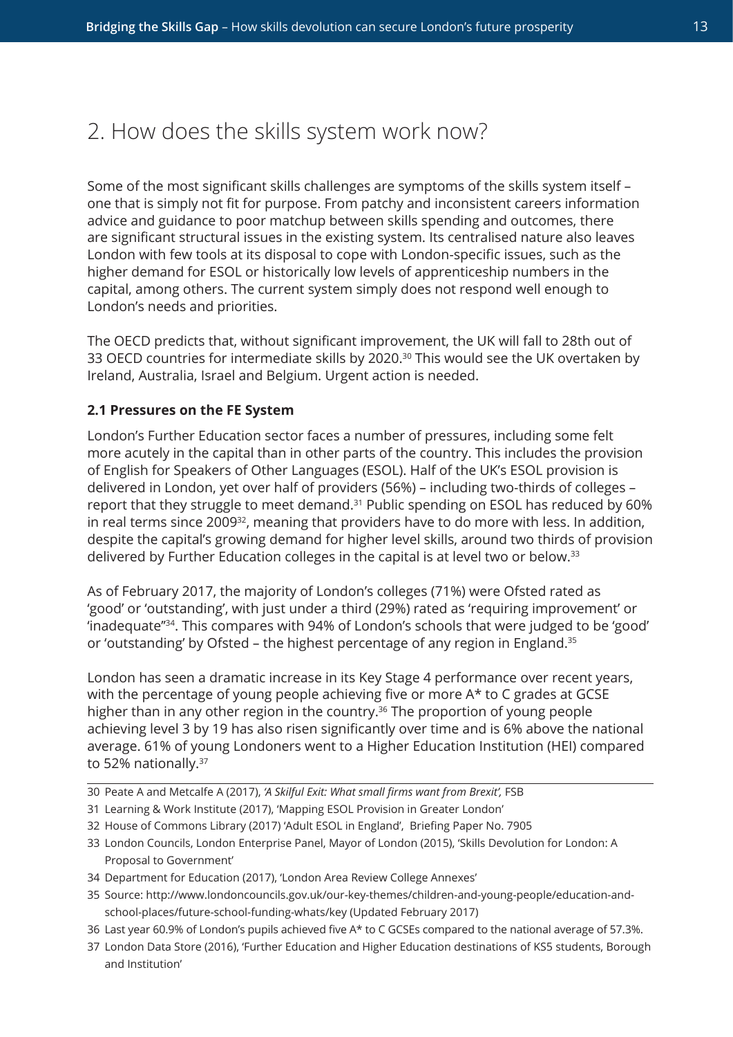## 2. How does the skills system work now?

Some of the most significant skills challenges are symptoms of the skills system itself – one that is simply not fit for purpose. From patchy and inconsistent careers information advice and guidance to poor matchup between skills spending and outcomes, there are significant structural issues in the existing system. Its centralised nature also leaves London with few tools at its disposal to cope with London-specific issues, such as the higher demand for ESOL or historically low levels of apprenticeship numbers in the capital, among others. The current system simply does not respond well enough to London's needs and priorities.

The OECD predicts that, without significant improvement, the UK will fall to 28th out of 33 OECD countries for intermediate skills by 2020.[30] This would see the UK overtaken by Ireland, Australia, Israel and Belgium. Urgent action is needed.

### 2.1 Pressures on the FE System

London's Further Education sector faces a number of pressures, including some felt more acutely in the capital than in other parts of the country. This includes the provision of English for Speakers of Other Languages (ESOL). Half of the UK's ESOL provision is delivered in London, yet over half of providers (56%) – including two-thirds of colleges – report that they struggle to meet demand.[31] Public spending on ESOL has reduced by 60% in real terms since 2009[32], meaning that providers have to do more with less. In addition, despite the capital's growing demand for higher level skills, around two thirds of provision delivered by Further Education colleges in the capital is at level two or below.[33]

As of February 2017, the majority of London's colleges (71%) were Ofsted rated as 'good' or 'outstanding', with just under a third (29%) rated as 'requiring improvement' or 'inadequate'[34]. This compares with 94% of London's schools that were judged to be 'good' or 'outstanding' by Ofsted – the highest percentage of any region in England.[35]

London has seen a dramatic increase in its Key Stage 4 performance over recent years, with the percentage of young people achieving five or more A* to C grades at GCSE higher than in any other region in the country.[36] The proportion of young people achieving level 3 by 19 has also risen significantly over time and is 6% above the national average. 61% of young Londoners went to a Higher Education Institution (HEI) compared to 52% nationally.[37]

---

30 Peate A and Metcalfe A (2017), *'A Skilful Exit: What small firms want from Brexit',* FSB

31 Learning & Work Institute (2017), 'Mapping ESOL Provision in Greater London'

32 House of Commons Library (2017) 'Adult ESOL in England', Briefing Paper No. 7905

33 London Councils, London Enterprise Panel, Mayor of London (2015), 'Skills Devolution for London: A Proposal to Government'

34 Department for Education (2017), 'London Area Review College Annexes'

35 Source: http://www.londoncouncils.gov.uk/our-key-themes/children-and-young-people/education-and-school-places/future-school-funding-whats/key (Updated February 2017)

36 Last year 60.9% of London's pupils achieved five A* to C GCSEs compared to the national average of 57.3%.

37 London Data Store (2016), 'Further Education and Higher Education destinations of KS5 students, Borough and Institution'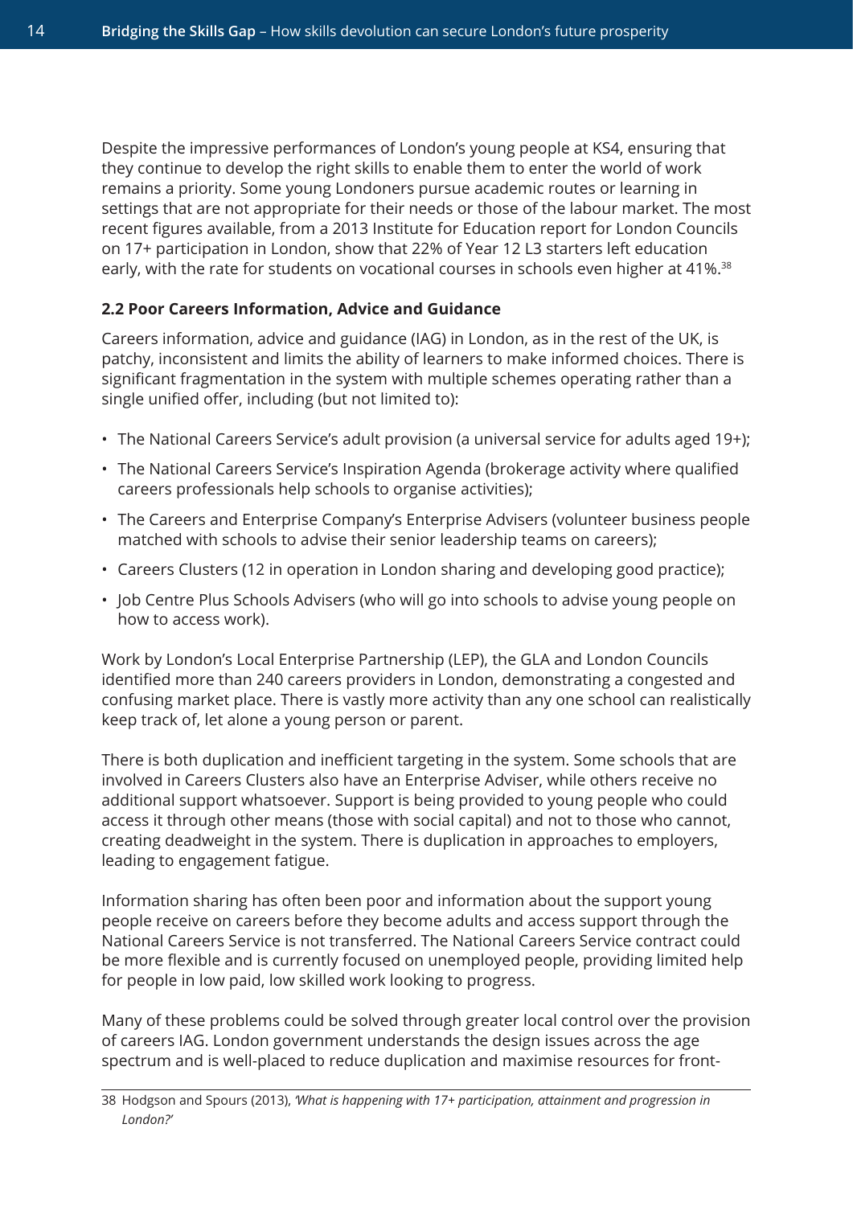Despite the impressive performances of London's young people at KS4, ensuring that they continue to develop the right skills to enable them to enter the world of work remains a priority. Some young Londoners pursue academic routes or learning in settings that are not appropriate for their needs or those of the labour market. The most recent figures available, from a 2013 Institute for Education report for London Councils on 17+ participation in London, show that 22% of Year 12 L3 starters left education early, with the rate for students on vocational courses in schools even higher at 41%.[38]

### 2.2 Poor Careers Information, Advice and Guidance

Careers information, advice and guidance (IAG) in London, as in the rest of the UK, is patchy, inconsistent and limits the ability of learners to make informed choices. There is significant fragmentation in the system with multiple schemes operating rather than a single unified offer, including (but not limited to):

- The National Careers Service's adult provision (a universal service for adults aged 19+);
- The National Careers Service's Inspiration Agenda (brokerage activity where qualified careers professionals help schools to organise activities);
- The Careers and Enterprise Company's Enterprise Advisers (volunteer business people matched with schools to advise their senior leadership teams on careers);
- Careers Clusters (12 in operation in London sharing and developing good practice);
- Job Centre Plus Schools Advisers (who will go into schools to advise young people on how to access work).

Work by London's Local Enterprise Partnership (LEP), the GLA and London Councils identified more than 240 careers providers in London, demonstrating a congested and confusing market place. There is vastly more activity than any one school can realistically keep track of, let alone a young person or parent.

There is both duplication and inefficient targeting in the system. Some schools that are involved in Careers Clusters also have an Enterprise Adviser, while others receive no additional support whatsoever. Support is being provided to young people who could access it through other means (those with social capital) and not to those who cannot, creating deadweight in the system. There is duplication in approaches to employers, leading to engagement fatigue.

Information sharing has often been poor and information about the support young people receive on careers before they become adults and access support through the National Careers Service is not transferred. The National Careers Service contract could be more flexible and is currently focused on unemployed people, providing limited help for people in low paid, low skilled work looking to progress.

Many of these problems could be solved through greater local control over the provision of careers IAG. London government understands the design issues across the age spectrum and is well-placed to reduce duplication and maximise resources for front-

38 Hodgson and Spours (2013), *'What is happening with 17+ participation, attainment and progression in London?'*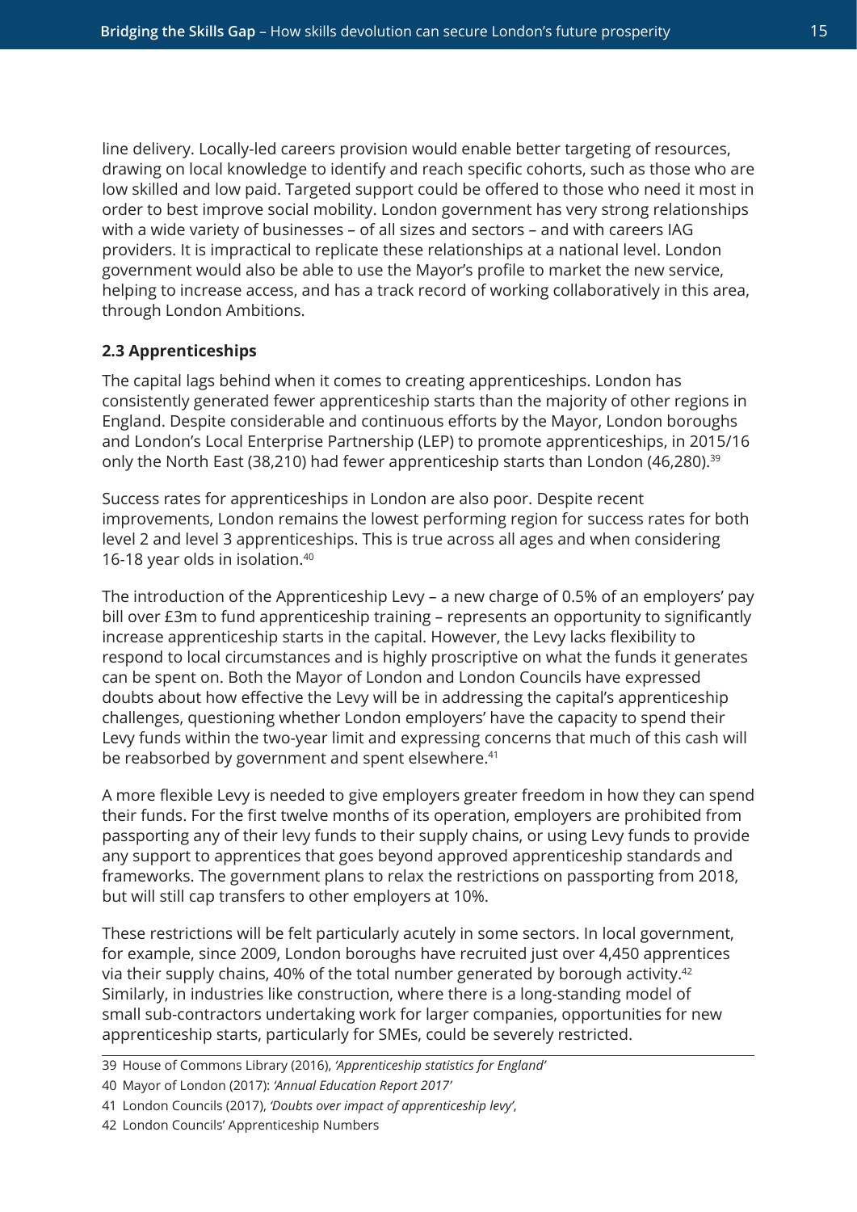line delivery. Locally-led careers provision would enable better targeting of resources, drawing on local knowledge to identify and reach specific cohorts, such as those who are low skilled and low paid. Targeted support could be offered to those who need it most in order to best improve social mobility. London government has very strong relationships with a wide variety of businesses – of all sizes and sectors – and with careers IAG providers. It is impractical to replicate these relationships at a national level. London government would also be able to use the Mayor's profile to market the new service, helping to increase access, and has a track record of working collaboratively in this area, through London Ambitions.

### 2.3 Apprenticeships

The capital lags behind when it comes to creating apprenticeships. London has consistently generated fewer apprenticeship starts than the majority of other regions in England. Despite considerable and continuous efforts by the Mayor, London boroughs and London's Local Enterprise Partnership (LEP) to promote apprenticeships, in 2015/16 only the North East (38,210) had fewer apprenticeship starts than London (46,280).[39]

Success rates for apprenticeships in London are also poor. Despite recent improvements, London remains the lowest performing region for success rates for both level 2 and level 3 apprenticeships. This is true across all ages and when considering 16-18 year olds in isolation.[40]

The introduction of the Apprenticeship Levy – a new charge of 0.5% of an employers' pay bill over £3m to fund apprenticeship training – represents an opportunity to significantly increase apprenticeship starts in the capital. However, the Levy lacks flexibility to respond to local circumstances and is highly proscriptive on what the funds it generates can be spent on. Both the Mayor of London and London Councils have expressed doubts about how effective the Levy will be in addressing the capital's apprenticeship challenges, questioning whether London employers' have the capacity to spend their Levy funds within the two-year limit and expressing concerns that much of this cash will be reabsorbed by government and spent elsewhere.[41]

A more flexible Levy is needed to give employers greater freedom in how they can spend their funds. For the first twelve months of its operation, employers are prohibited from passporting any of their levy funds to their supply chains, or using Levy funds to provide any support to apprentices that goes beyond approved apprenticeship standards and frameworks. The government plans to relax the restrictions on passporting from 2018, but will still cap transfers to other employers at 10%.

These restrictions will be felt particularly acutely in some sectors. In local government, for example, since 2009, London boroughs have recruited just over 4,450 apprentices via their supply chains, 40% of the total number generated by borough activity.[42] Similarly, in industries like construction, where there is a long-standing model of small sub-contractors undertaking work for larger companies, opportunities for new apprenticeship starts, particularly for SMEs, could be severely restricted.

---

39 House of Commons Library (2016), *'Apprenticeship statistics for England'*

40 Mayor of London (2017): *'Annual Education Report 2017'*

41 London Councils (2017), *'Doubts over impact of apprenticeship levy'*,

42 London Councils' Apprenticeship Numbers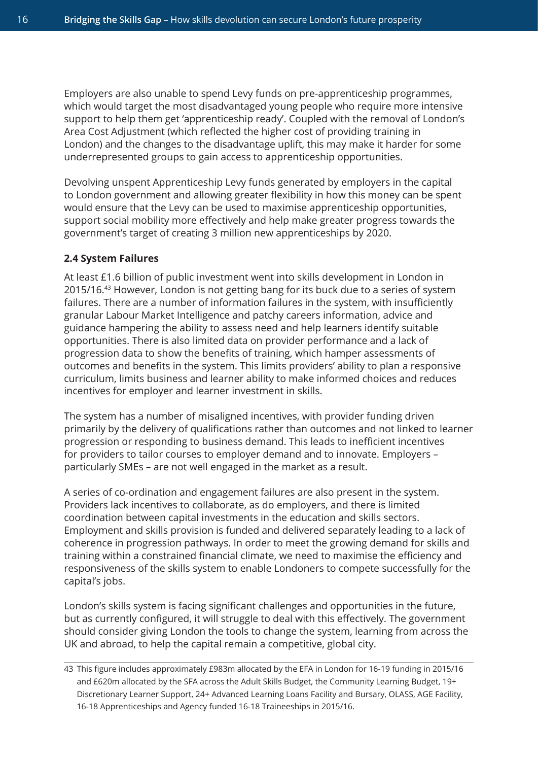Employers are also unable to spend Levy funds on pre-apprenticeship programmes, which would target the most disadvantaged young people who require more intensive support to help them get 'apprenticeship ready'. Coupled with the removal of London's Area Cost Adjustment (which reflected the higher cost of providing training in London) and the changes to the disadvantage uplift, this may make it harder for some underrepresented groups to gain access to apprenticeship opportunities.

Devolving unspent Apprenticeship Levy funds generated by employers in the capital to London government and allowing greater flexibility in how this money can be spent would ensure that the Levy can be used to maximise apprenticeship opportunities, support social mobility more effectively and help make greater progress towards the government's target of creating 3 million new apprenticeships by 2020.

### 2.4 System Failures

At least £1.6 billion of public investment went into skills development in London in 2015/16.[43] However, London is not getting bang for its buck due to a series of system failures. There are a number of information failures in the system, with insufficiently granular Labour Market Intelligence and patchy careers information, advice and guidance hampering the ability to assess need and help learners identify suitable opportunities. There is also limited data on provider performance and a lack of progression data to show the benefits of training, which hamper assessments of outcomes and benefits in the system. This limits providers' ability to plan a responsive curriculum, limits business and learner ability to make informed choices and reduces incentives for employer and learner investment in skills.

The system has a number of misaligned incentives, with provider funding driven primarily by the delivery of qualifications rather than outcomes and not linked to learner progression or responding to business demand. This leads to inefficient incentives for providers to tailor courses to employer demand and to innovate. Employers – particularly SMEs – are not well engaged in the market as a result.

A series of co-ordination and engagement failures are also present in the system. Providers lack incentives to collaborate, as do employers, and there is limited coordination between capital investments in the education and skills sectors. Employment and skills provision is funded and delivered separately leading to a lack of coherence in progression pathways. In order to meet the growing demand for skills and training within a constrained financial climate, we need to maximise the efficiency and responsiveness of the skills system to enable Londoners to compete successfully for the capital's jobs.

London's skills system is facing significant challenges and opportunities in the future, but as currently configured, it will struggle to deal with this effectively. The government should consider giving London the tools to change the system, learning from across the UK and abroad, to help the capital remain a competitive, global city.

---

43 This figure includes approximately £983m allocated by the EFA in London for 16-19 funding in 2015/16 and £620m allocated by the SFA across the Adult Skills Budget, the Community Learning Budget, 19+ Discretionary Learner Support, 24+ Advanced Learning Loans Facility and Bursary, OLASS, AGE Facility, 16-18 Apprenticeships and Agency funded 16-18 Traineeships in 2015/16.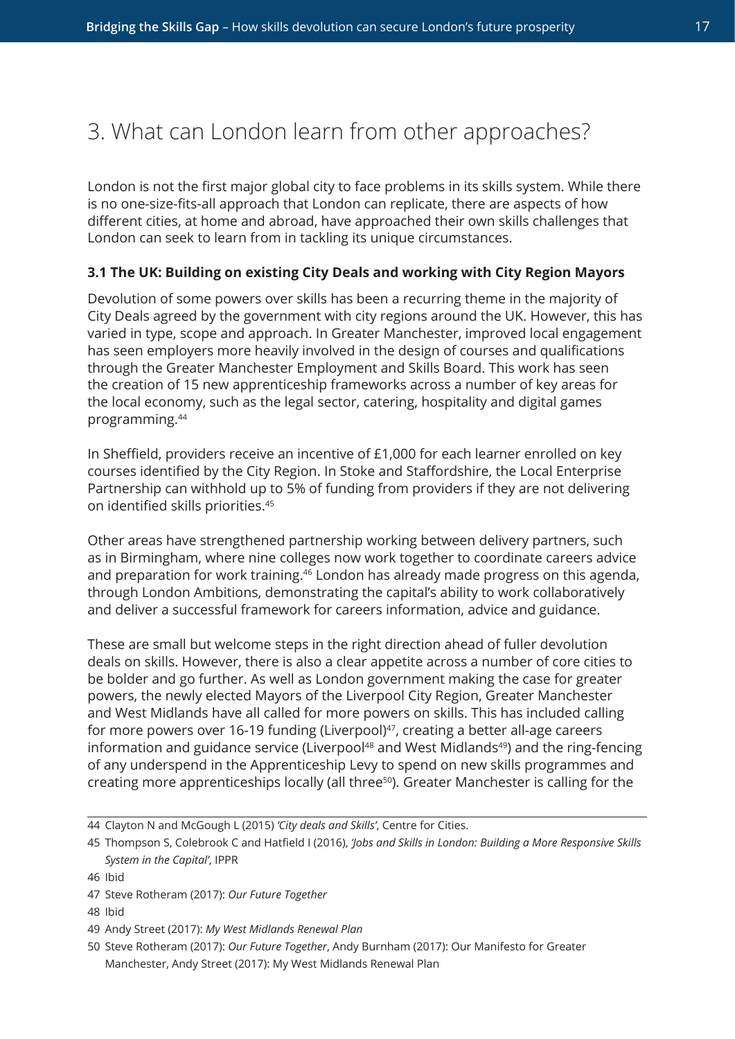# 3. What can London learn from other approaches?

London is not the first major global city to face problems in its skills system. While there is no one-size-fits-all approach that London can replicate, there are aspects of how different cities, at home and abroad, have approached their own skills challenges that London can seek to learn from in tackling its unique circumstances.

### 3.1 The UK: Building on existing City Deals and working with City Region Mayors

Devolution of some powers over skills has been a recurring theme in the majority of City Deals agreed by the government with city regions around the UK. However, this has varied in type, scope and approach. In Greater Manchester, improved local engagement has seen employers more heavily involved in the design of courses and qualifications through the Greater Manchester Employment and Skills Board. This work has seen the creation of 15 new apprenticeship frameworks across a number of key areas for the local economy, such as the legal sector, catering, hospitality and digital games programming.[44]

In Sheffield, providers receive an incentive of £1,000 for each learner enrolled on key courses identified by the City Region. In Stoke and Staffordshire, the Local Enterprise Partnership can withhold up to 5% of funding from providers if they are not delivering on identified skills priorities.[45]

Other areas have strengthened partnership working between delivery partners, such as in Birmingham, where nine colleges now work together to coordinate careers advice and preparation for work training.[46] London has already made progress on this agenda, through London Ambitions, demonstrating the capital's ability to work collaboratively and deliver a successful framework for careers information, advice and guidance.

These are small but welcome steps in the right direction ahead of fuller devolution deals on skills. However, there is also a clear appetite across a number of core cities to be bolder and go further. As well as London government making the case for greater powers, the newly elected Mayors of the Liverpool City Region, Greater Manchester and West Midlands have all called for more powers on skills. This has included calling for more powers over 16-19 funding (Liverpool)[47], creating a better all-age careers information and guidance service (Liverpool[48] and West Midlands[49]) and the ring-fencing of any underspend in the Apprenticeship Levy to spend on new skills programmes and creating more apprenticeships locally (all three[50]). Greater Manchester is calling for the

---

44 Clayton N and McGough L (2015) *'City deals and Skills'*, Centre for Cities.

45 Thompson S, Colebrook C and Hatfield I (2016), *'Jobs and Skills in London: Building a More Responsive Skills System in the Capital'*, IPPR

46 Ibid

47 Steve Rotheram (2017): *Our Future Together*

48 Ibid

49 Andy Street (2017): *My West Midlands Renewal Plan*

50 Steve Rotheram (2017): *Our Future Together*, Andy Burnham (2017): Our Manifesto for Greater Manchester, Andy Street (2017): My West Midlands Renewal Plan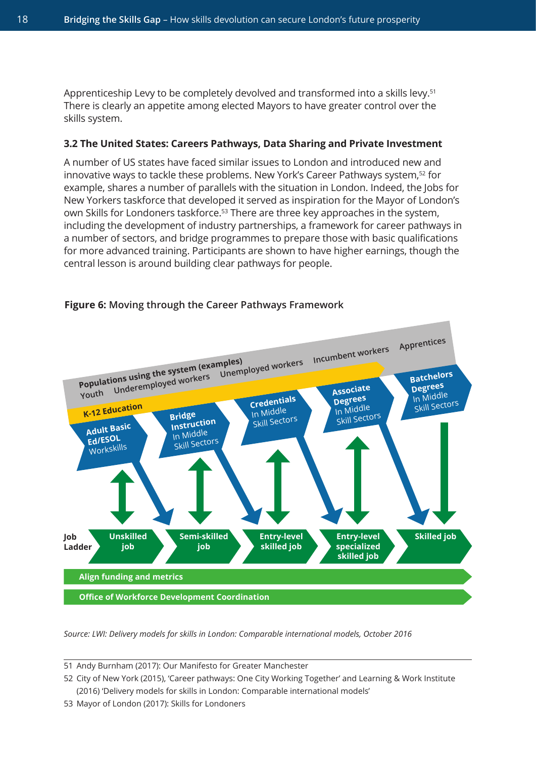Apprenticeship Levy to be completely devolved and transformed into a skills levy.[51] There is clearly an appetite among elected Mayors to have greater control over the skills system.

### 3.2 The United States: Careers Pathways, Data Sharing and Private Investment

A number of US states have faced similar issues to London and introduced new and innovative ways to tackle these problems. New York's Career Pathways system,[52] for example, shares a number of parallels with the situation in London. Indeed, the Jobs for New Yorkers taskforce that developed it served as inspiration for the Mayor of London's own Skills for Londoners taskforce.[53] There are three key approaches in the system, including the development of industry partnerships, a framework for career pathways in a number of sectors, and bridge programmes to prepare those with basic qualifications for more advanced training. Participants are shown to have higher earnings, though the central lesson is around building clear pathways for people.

**Figure 6:** Moving through the Career Pathways Framework

Populations using the system (examples): Youth, Underemployed workers, Unemployed workers, Incumbent workers, Apprentices

K-12 Education

- **Adult Basic Ed/ESOL** Workskills
- **Bridge Instruction** In Middle Skill Sectors
- **Credentials** In Middle Skill Sectors
- **Associate Degrees** In Middle Skill Sectors
- **Batchelors Degrees** In Middle Skill Sectors

Job Ladder: **Unskilled job** → **Semi-skilled job** → **Entry-level skilled job** → **Entry-level specialized skilled job** → **Skilled job**

**Align funding and metrics**

**Office of Workforce Development Coordination**

*Source: LWI: Delivery models for skills in London: Comparable international models, October 2016*

---

51 Andy Burnham (2017): Our Manifesto for Greater Manchester

52 City of New York (2015), 'Career pathways: One City Working Together' and Learning & Work Institute (2016) 'Delivery models for skills in London: Comparable international models'

53 Mayor of London (2017): Skills for Londoners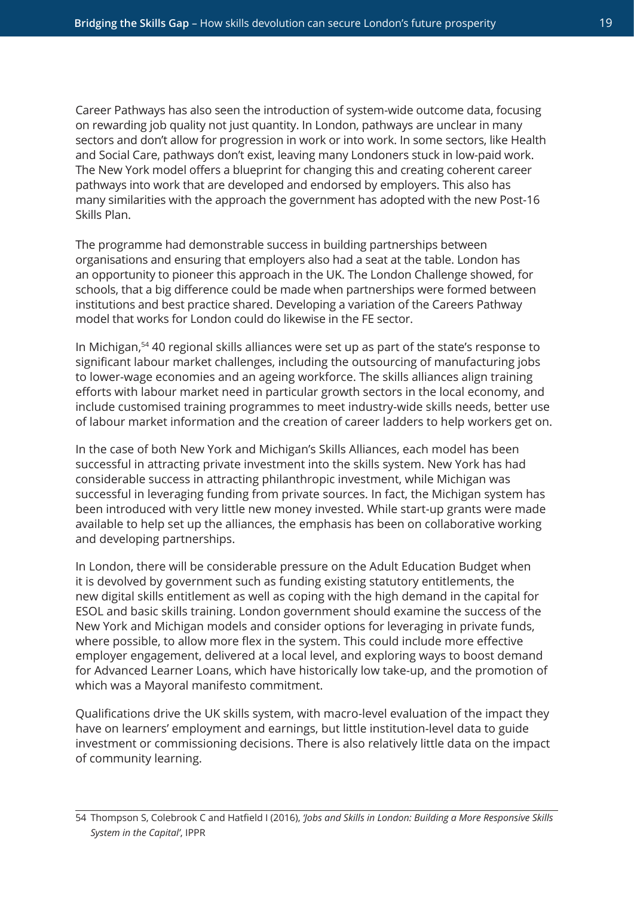Career Pathways has also seen the introduction of system-wide outcome data, focusing on rewarding job quality not just quantity. In London, pathways are unclear in many sectors and don't allow for progression in work or into work. In some sectors, like Health and Social Care, pathways don't exist, leaving many Londoners stuck in low-paid work. The New York model offers a blueprint for changing this and creating coherent career pathways into work that are developed and endorsed by employers. This also has many similarities with the approach the government has adopted with the new Post-16 Skills Plan.

The programme had demonstrable success in building partnerships between organisations and ensuring that employers also had a seat at the table. London has an opportunity to pioneer this approach in the UK. The London Challenge showed, for schools, that a big difference could be made when partnerships were formed between institutions and best practice shared. Developing a variation of the Careers Pathway model that works for London could do likewise in the FE sector.

In Michigan,[54] 40 regional skills alliances were set up as part of the state's response to significant labour market challenges, including the outsourcing of manufacturing jobs to lower-wage economies and an ageing workforce. The skills alliances align training efforts with labour market need in particular growth sectors in the local economy, and include customised training programmes to meet industry-wide skills needs, better use of labour market information and the creation of career ladders to help workers get on.

In the case of both New York and Michigan's Skills Alliances, each model has been successful in attracting private investment into the skills system. New York has had considerable success in attracting philanthropic investment, while Michigan was successful in leveraging funding from private sources. In fact, the Michigan system has been introduced with very little new money invested. While start-up grants were made available to help set up the alliances, the emphasis has been on collaborative working and developing partnerships.

In London, there will be considerable pressure on the Adult Education Budget when it is devolved by government such as funding existing statutory entitlements, the new digital skills entitlement as well as coping with the high demand in the capital for ESOL and basic skills training. London government should examine the success of the New York and Michigan models and consider options for leveraging in private funds, where possible, to allow more flex in the system. This could include more effective employer engagement, delivered at a local level, and exploring ways to boost demand for Advanced Learner Loans, which have historically low take-up, and the promotion of which was a Mayoral manifesto commitment.

Qualifications drive the UK skills system, with macro-level evaluation of the impact they have on learners' employment and earnings, but little institution-level data to guide investment or commissioning decisions. There is also relatively little data on the impact of community learning.

54 Thompson S, Colebrook C and Hatfield I (2016), *'Jobs and Skills in London: Building a More Responsive Skills System in the Capital'*, IPPR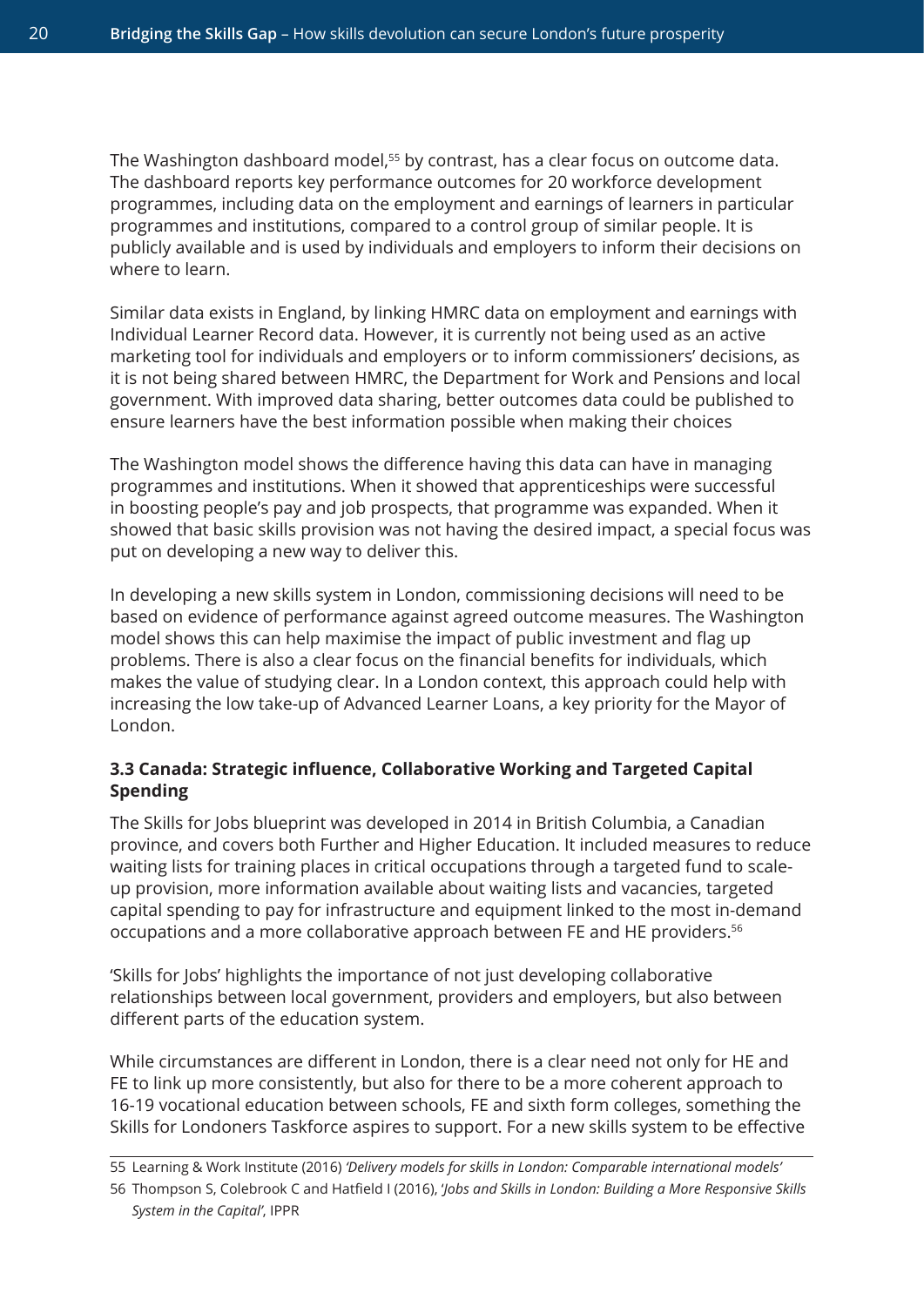The Washington dashboard model,[55] by contrast, has a clear focus on outcome data. The dashboard reports key performance outcomes for 20 workforce development programmes, including data on the employment and earnings of learners in particular programmes and institutions, compared to a control group of similar people. It is publicly available and is used by individuals and employers to inform their decisions on where to learn.

Similar data exists in England, by linking HMRC data on employment and earnings with Individual Learner Record data. However, it is currently not being used as an active marketing tool for individuals and employers or to inform commissioners' decisions, as it is not being shared between HMRC, the Department for Work and Pensions and local government. With improved data sharing, better outcomes data could be published to ensure learners have the best information possible when making their choices

The Washington model shows the difference having this data can have in managing programmes and institutions. When it showed that apprenticeships were successful in boosting people's pay and job prospects, that programme was expanded. When it showed that basic skills provision was not having the desired impact, a special focus was put on developing a new way to deliver this.

In developing a new skills system in London, commissioning decisions will need to be based on evidence of performance against agreed outcome measures. The Washington model shows this can help maximise the impact of public investment and flag up problems. There is also a clear focus on the financial benefits for individuals, which makes the value of studying clear. In a London context, this approach could help with increasing the low take-up of Advanced Learner Loans, a key priority for the Mayor of London.

### 3.3 Canada: Strategic influence, Collaborative Working and Targeted Capital Spending

The Skills for Jobs blueprint was developed in 2014 in British Columbia, a Canadian province, and covers both Further and Higher Education. It included measures to reduce waiting lists for training places in critical occupations through a targeted fund to scale-up provision, more information available about waiting lists and vacancies, targeted capital spending to pay for infrastructure and equipment linked to the most in-demand occupations and a more collaborative approach between FE and HE providers.[56]

'Skills for Jobs' highlights the importance of not just developing collaborative relationships between local government, providers and employers, but also between different parts of the education system.

While circumstances are different in London, there is a clear need not only for HE and FE to link up more consistently, but also for there to be a more coherent approach to 16-19 vocational education between schools, FE and sixth form colleges, something the Skills for Londoners Taskforce aspires to support. For a new skills system to be effective

---

55 Learning & Work Institute (2016) *'Delivery models for skills in London: Comparable international models'*

56 Thompson S, Colebrook C and Hatfield I (2016), *'Jobs and Skills in London: Building a More Responsive Skills System in the Capital'*, IPPR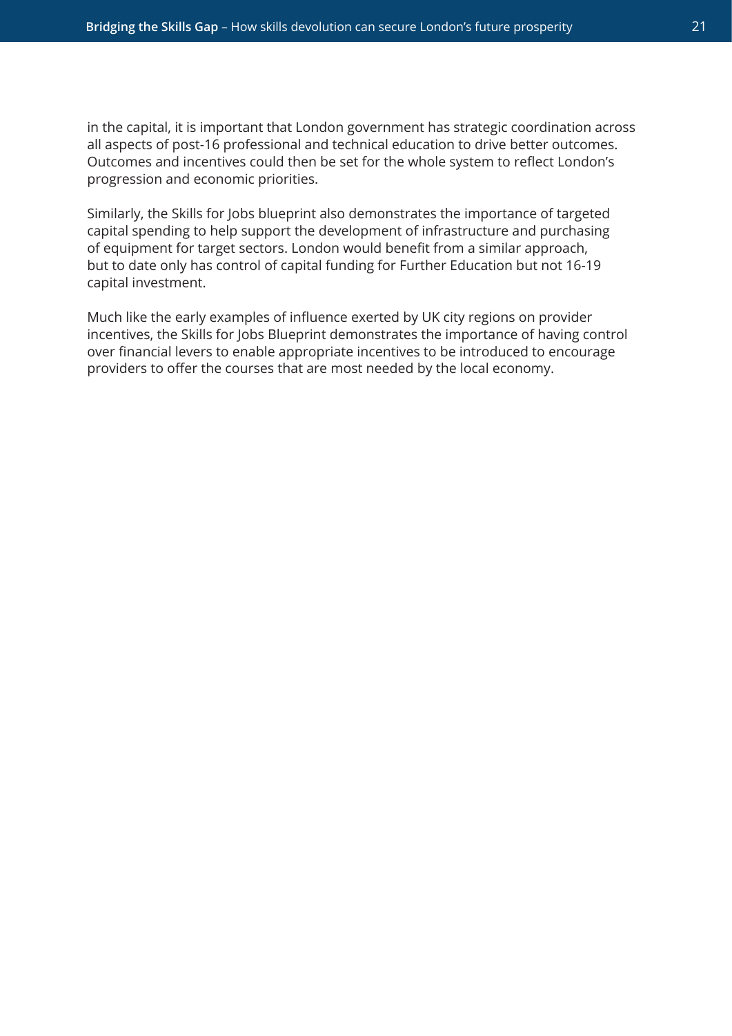in the capital, it is important that London government has strategic coordination across all aspects of post-16 professional and technical education to drive better outcomes. Outcomes and incentives could then be set for the whole system to reflect London's progression and economic priorities.

Similarly, the Skills for Jobs blueprint also demonstrates the importance of targeted capital spending to help support the development of infrastructure and purchasing of equipment for target sectors. London would benefit from a similar approach, but to date only has control of capital funding for Further Education but not 16-19 capital investment.

Much like the early examples of influence exerted by UK city regions on provider incentives, the Skills for Jobs Blueprint demonstrates the importance of having control over financial levers to enable appropriate incentives to be introduced to encourage providers to offer the courses that are most needed by the local economy.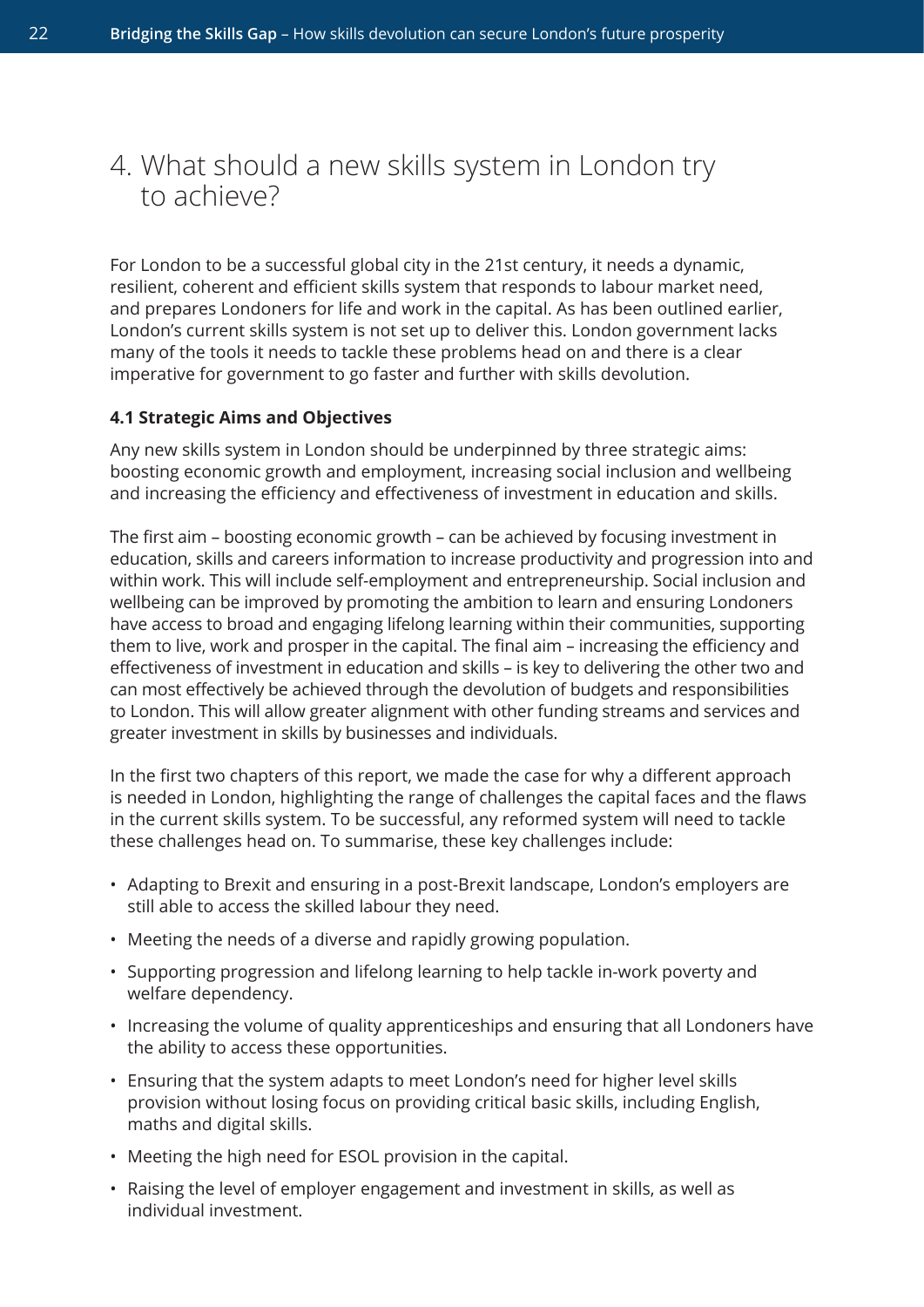# 4. What should a new skills system in London try to achieve?

For London to be a successful global city in the 21st century, it needs a dynamic, resilient, coherent and efficient skills system that responds to labour market need, and prepares Londoners for life and work in the capital. As has been outlined earlier, London's current skills system is not set up to deliver this. London government lacks many of the tools it needs to tackle these problems head on and there is a clear imperative for government to go faster and further with skills devolution.

### 4.1 Strategic Aims and Objectives

Any new skills system in London should be underpinned by three strategic aims: boosting economic growth and employment, increasing social inclusion and wellbeing and increasing the efficiency and effectiveness of investment in education and skills.

The first aim – boosting economic growth – can be achieved by focusing investment in education, skills and careers information to increase productivity and progression into and within work. This will include self-employment and entrepreneurship. Social inclusion and wellbeing can be improved by promoting the ambition to learn and ensuring Londoners have access to broad and engaging lifelong learning within their communities, supporting them to live, work and prosper in the capital. The final aim – increasing the efficiency and effectiveness of investment in education and skills – is key to delivering the other two and can most effectively be achieved through the devolution of budgets and responsibilities to London. This will allow greater alignment with other funding streams and services and greater investment in skills by businesses and individuals.

In the first two chapters of this report, we made the case for why a different approach is needed in London, highlighting the range of challenges the capital faces and the flaws in the current skills system. To be successful, any reformed system will need to tackle these challenges head on. To summarise, these key challenges include:

- Adapting to Brexit and ensuring in a post-Brexit landscape, London's employers are still able to access the skilled labour they need.
- Meeting the needs of a diverse and rapidly growing population.
- Supporting progression and lifelong learning to help tackle in-work poverty and welfare dependency.
- Increasing the volume of quality apprenticeships and ensuring that all Londoners have the ability to access these opportunities.
- Ensuring that the system adapts to meet London's need for higher level skills provision without losing focus on providing critical basic skills, including English, maths and digital skills.
- Meeting the high need for ESOL provision in the capital.
- Raising the level of employer engagement and investment in skills, as well as individual investment.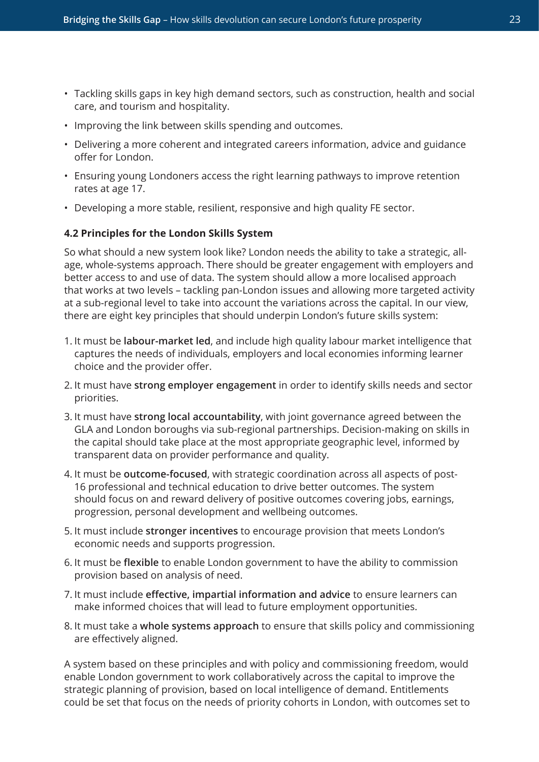- Tackling skills gaps in key high demand sectors, such as construction, health and social care, and tourism and hospitality.
- Improving the link between skills spending and outcomes.
- Delivering a more coherent and integrated careers information, advice and guidance offer for London.
- Ensuring young Londoners access the right learning pathways to improve retention rates at age 17.
- Developing a more stable, resilient, responsive and high quality FE sector.

### 4.2 Principles for the London Skills System

So what should a new system look like? London needs the ability to take a strategic, all-age, whole-systems approach. There should be greater engagement with employers and better access to and use of data. The system should allow a more localised approach that works at two levels – tackling pan-London issues and allowing more targeted activity at a sub-regional level to take into account the variations across the capital. In our view, there are eight key principles that should underpin London's future skills system:

1. It must be **labour-market led**, and include high quality labour market intelligence that captures the needs of individuals, employers and local economies informing learner choice and the provider offer.
2. It must have **strong employer engagement** in order to identify skills needs and sector priorities.
3. It must have **strong local accountability**, with joint governance agreed between the GLA and London boroughs via sub-regional partnerships. Decision-making on skills in the capital should take place at the most appropriate geographic level, informed by transparent data on provider performance and quality.
4. It must be **outcome-focused**, with strategic coordination across all aspects of post-16 professional and technical education to drive better outcomes. The system should focus on and reward delivery of positive outcomes covering jobs, earnings, progression, personal development and wellbeing outcomes.
5. It must include **stronger incentives** to encourage provision that meets London's economic needs and supports progression.
6. It must be **flexible** to enable London government to have the ability to commission provision based on analysis of need.
7. It must include **effective, impartial information and advice** to ensure learners can make informed choices that will lead to future employment opportunities.
8. It must take a **whole systems approach** to ensure that skills policy and commissioning are effectively aligned.

A system based on these principles and with policy and commissioning freedom, would enable London government to work collaboratively across the capital to improve the strategic planning of provision, based on local intelligence of demand. Entitlements could be set that focus on the needs of priority cohorts in London, with outcomes set to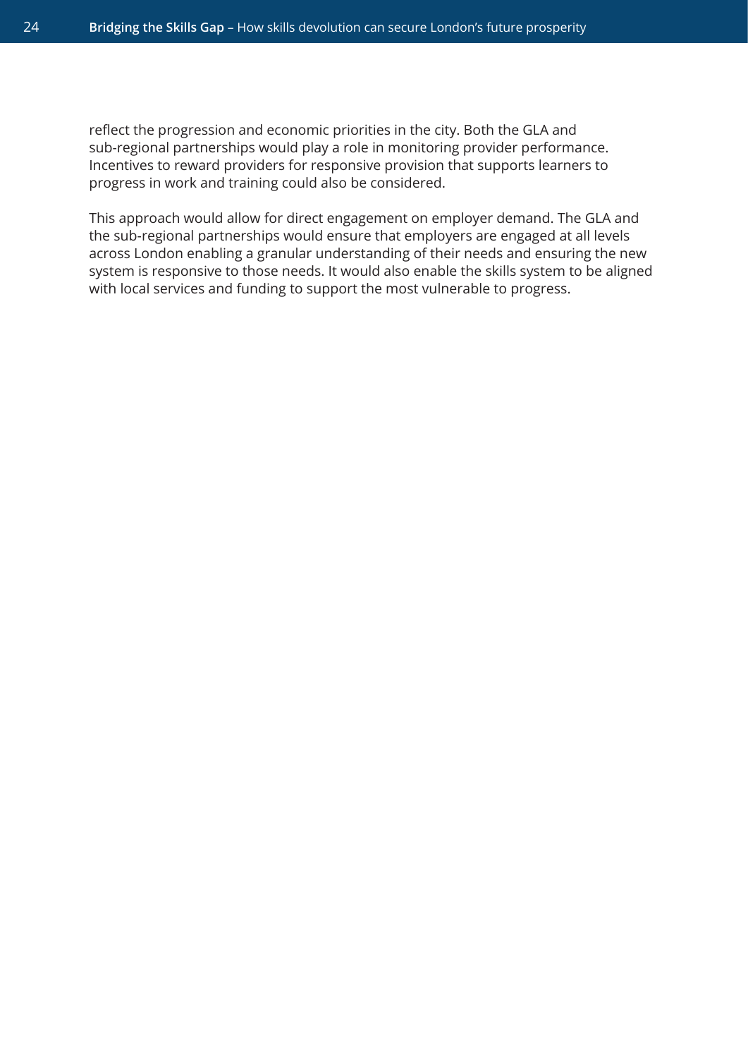reflect the progression and economic priorities in the city. Both the GLA and sub-regional partnerships would play a role in monitoring provider performance. Incentives to reward providers for responsive provision that supports learners to progress in work and training could also be considered.

This approach would allow for direct engagement on employer demand. The GLA and the sub-regional partnerships would ensure that employers are engaged at all levels across London enabling a granular understanding of their needs and ensuring the new system is responsive to those needs. It would also enable the skills system to be aligned with local services and funding to support the most vulnerable to progress.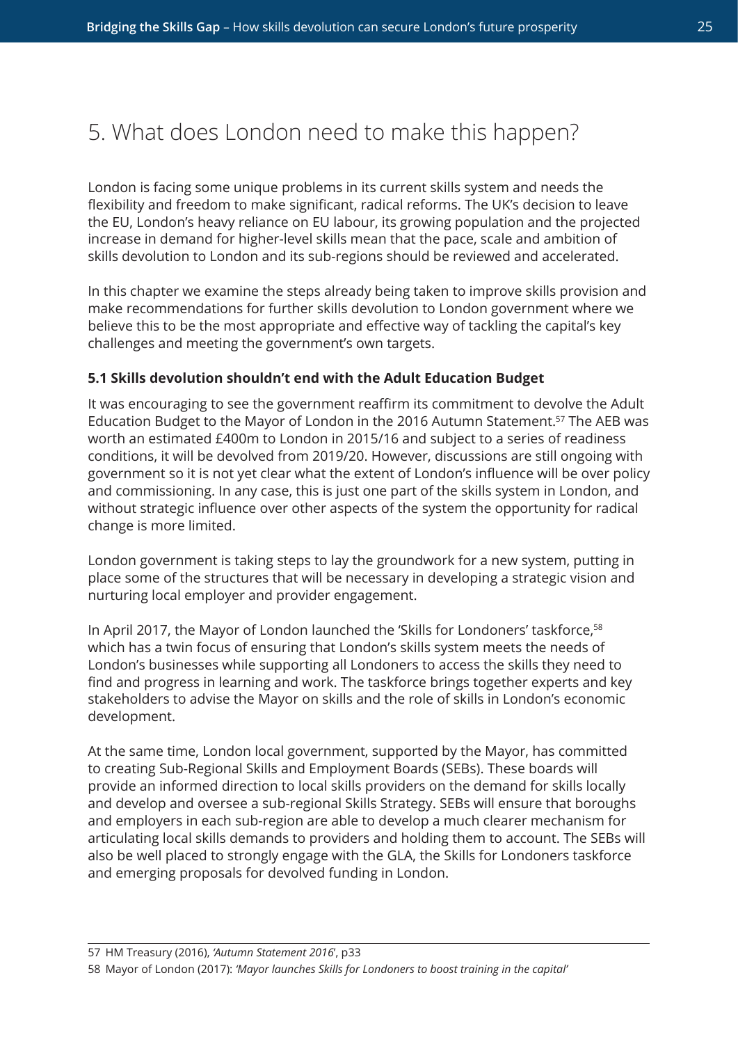# 5. What does London need to make this happen?

London is facing some unique problems in its current skills system and needs the flexibility and freedom to make significant, radical reforms. The UK's decision to leave the EU, London's heavy reliance on EU labour, its growing population and the projected increase in demand for higher-level skills mean that the pace, scale and ambition of skills devolution to London and its sub-regions should be reviewed and accelerated.

In this chapter we examine the steps already being taken to improve skills provision and make recommendations for further skills devolution to London government where we believe this to be the most appropriate and effective way of tackling the capital's key challenges and meeting the government's own targets.

### 5.1 Skills devolution shouldn't end with the Adult Education Budget

It was encouraging to see the government reaffirm its commitment to devolve the Adult Education Budget to the Mayor of London in the 2016 Autumn Statement.[57] The AEB was worth an estimated £400m to London in 2015/16 and subject to a series of readiness conditions, it will be devolved from 2019/20. However, discussions are still ongoing with government so it is not yet clear what the extent of London's influence will be over policy and commissioning. In any case, this is just one part of the skills system in London, and without strategic influence over other aspects of the system the opportunity for radical change is more limited.

London government is taking steps to lay the groundwork for a new system, putting in place some of the structures that will be necessary in developing a strategic vision and nurturing local employer and provider engagement.

In April 2017, the Mayor of London launched the 'Skills for Londoners' taskforce,[58] which has a twin focus of ensuring that London's skills system meets the needs of London's businesses while supporting all Londoners to access the skills they need to find and progress in learning and work. The taskforce brings together experts and key stakeholders to advise the Mayor on skills and the role of skills in London's economic development.

At the same time, London local government, supported by the Mayor, has committed to creating Sub-Regional Skills and Employment Boards (SEBs). These boards will provide an informed direction to local skills providers on the demand for skills locally and develop and oversee a sub-regional Skills Strategy. SEBs will ensure that boroughs and employers in each sub-region are able to develop a much clearer mechanism for articulating local skills demands to providers and holding them to account. The SEBs will also be well placed to strongly engage with the GLA, the Skills for Londoners taskforce and emerging proposals for devolved funding in London.

---

57 HM Treasury (2016), *'Autumn Statement 2016'*, p33

58 Mayor of London (2017): *'Mayor launches Skills for Londoners to boost training in the capital'*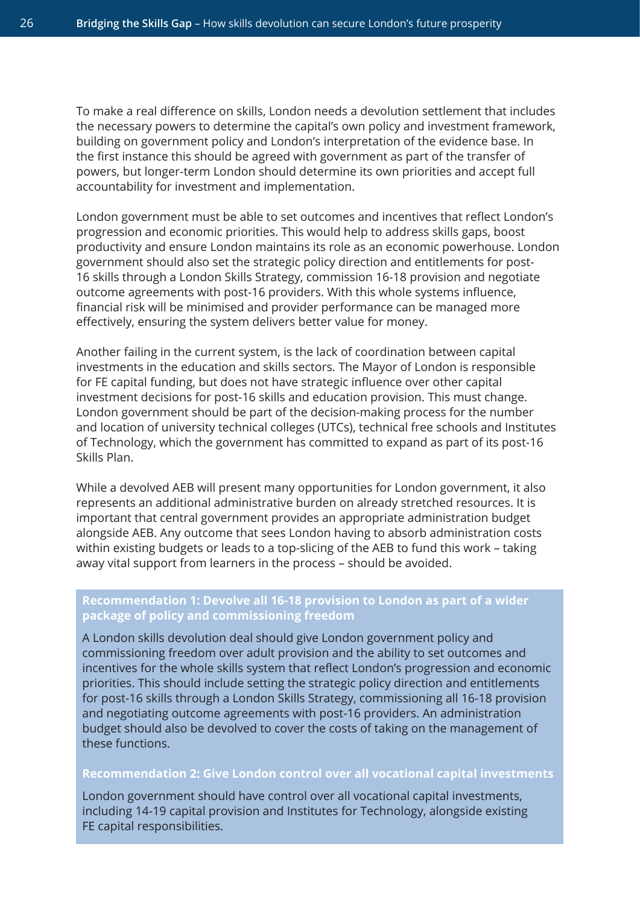To make a real difference on skills, London needs a devolution settlement that includes the necessary powers to determine the capital's own policy and investment framework, building on government policy and London's interpretation of the evidence base. In the first instance this should be agreed with government as part of the transfer of powers, but longer-term London should determine its own priorities and accept full accountability for investment and implementation.

London government must be able to set outcomes and incentives that reflect London's progression and economic priorities. This would help to address skills gaps, boost productivity and ensure London maintains its role as an economic powerhouse. London government should also set the strategic policy direction and entitlements for post-16 skills through a London Skills Strategy, commission 16-18 provision and negotiate outcome agreements with post-16 providers. With this whole systems influence, financial risk will be minimised and provider performance can be managed more effectively, ensuring the system delivers better value for money.

Another failing in the current system, is the lack of coordination between capital investments in the education and skills sectors. The Mayor of London is responsible for FE capital funding, but does not have strategic influence over other capital investment decisions for post-16 skills and education provision. This must change. London government should be part of the decision-making process for the number and location of university technical colleges (UTCs), technical free schools and Institutes of Technology, which the government has committed to expand as part of its post-16 Skills Plan.

While a devolved AEB will present many opportunities for London government, it also represents an additional administrative burden on already stretched resources. It is important that central government provides an appropriate administration budget alongside AEB. Any outcome that sees London having to absorb administration costs within existing budgets or leads to a top-slicing of the AEB to fund this work – taking away vital support from learners in the process – should be avoided.

**Recommendation 1: Devolve all 16-18 provision to London as part of a wider package of policy and commissioning freedom**

A London skills devolution deal should give London government policy and commissioning freedom over adult provision and the ability to set outcomes and incentives for the whole skills system that reflect London's progression and economic priorities. This should include setting the strategic policy direction and entitlements for post-16 skills through a London Skills Strategy, commissioning all 16-18 provision and negotiating outcome agreements with post-16 providers. An administration budget should also be devolved to cover the costs of taking on the management of these functions.

**Recommendation 2: Give London control over all vocational capital investments**

London government should have control over all vocational capital investments, including 14-19 capital provision and Institutes for Technology, alongside existing FE capital responsibilities.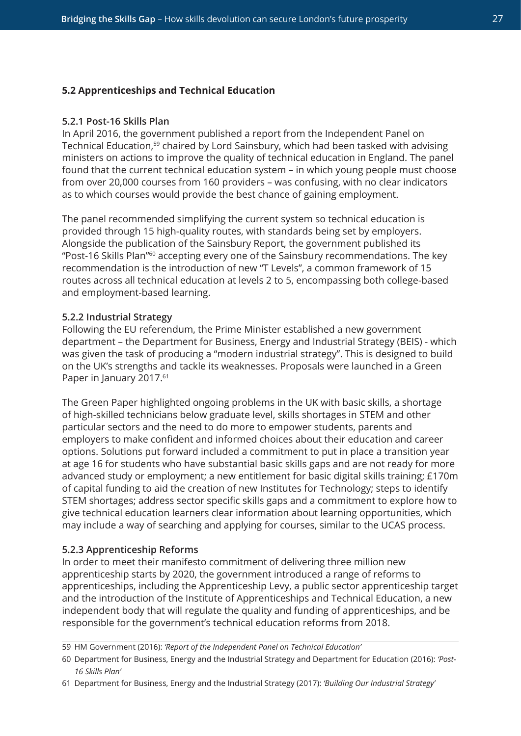### 5.2 Apprenticeships and Technical Education

#### 5.2.1 Post-16 Skills Plan

In April 2016, the government published a report from the Independent Panel on Technical Education,[59] chaired by Lord Sainsbury, which had been tasked with advising ministers on actions to improve the quality of technical education in England. The panel found that the current technical education system – in which young people must choose from over 20,000 courses from 160 providers – was confusing, with no clear indicators as to which courses would provide the best chance of gaining employment.

The panel recommended simplifying the current system so technical education is provided through 15 high-quality routes, with standards being set by employers. Alongside the publication of the Sainsbury Report, the government published its "Post-16 Skills Plan"[60] accepting every one of the Sainsbury recommendations. The key recommendation is the introduction of new "T Levels", a common framework of 15 routes across all technical education at levels 2 to 5, encompassing both college-based and employment-based learning.

#### 5.2.2 Industrial Strategy

Following the EU referendum, the Prime Minister established a new government department – the Department for Business, Energy and Industrial Strategy (BEIS) - which was given the task of producing a "modern industrial strategy". This is designed to build on the UK's strengths and tackle its weaknesses. Proposals were launched in a Green Paper in January 2017.[61]

The Green Paper highlighted ongoing problems in the UK with basic skills, a shortage of high-skilled technicians below graduate level, skills shortages in STEM and other particular sectors and the need to do more to empower students, parents and employers to make confident and informed choices about their education and career options. Solutions put forward included a commitment to put in place a transition year at age 16 for students who have substantial basic skills gaps and are not ready for more advanced study or employment; a new entitlement for basic digital skills training; £170m of capital funding to aid the creation of new Institutes for Technology; steps to identify STEM shortages; address sector specific skills gaps and a commitment to explore how to give technical education learners clear information about learning opportunities, which may include a way of searching and applying for courses, similar to the UCAS process.

#### 5.2.3 Apprenticeship Reforms

In order to meet their manifesto commitment of delivering three million new apprenticeship starts by 2020, the government introduced a range of reforms to apprenticeships, including the Apprenticeship Levy, a public sector apprenticeship target and the introduction of the Institute of Apprenticeships and Technical Education, a new independent body that will regulate the quality and funding of apprenticeships, and be responsible for the government's technical education reforms from 2018.

---

59 HM Government (2016): *'Report of the Independent Panel on Technical Education'*

60 Department for Business, Energy and the Industrial Strategy and Department for Education (2016): *'Post-16 Skills Plan'*

61 Department for Business, Energy and the Industrial Strategy (2017): *'Building Our Industrial Strategy'*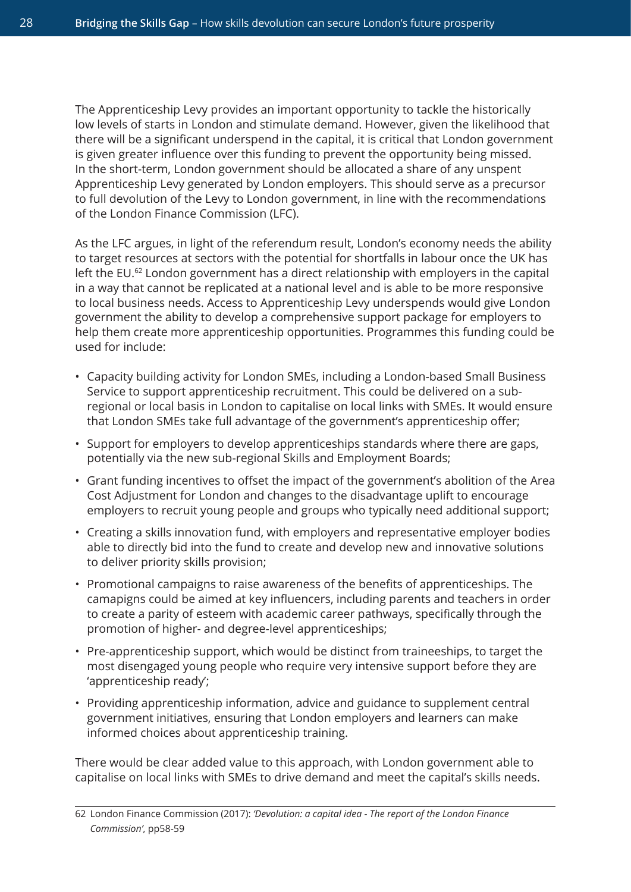The Apprenticeship Levy provides an important opportunity to tackle the historically low levels of starts in London and stimulate demand. However, given the likelihood that there will be a significant underspend in the capital, it is critical that London government is given greater influence over this funding to prevent the opportunity being missed. In the short-term, London government should be allocated a share of any unspent Apprenticeship Levy generated by London employers. This should serve as a precursor to full devolution of the Levy to London government, in line with the recommendations of the London Finance Commission (LFC).

As the LFC argues, in light of the referendum result, London's economy needs the ability to target resources at sectors with the potential for shortfalls in labour once the UK has left the EU.[62] London government has a direct relationship with employers in the capital in a way that cannot be replicated at a national level and is able to be more responsive to local business needs. Access to Apprenticeship Levy underspends would give London government the ability to develop a comprehensive support package for employers to help them create more apprenticeship opportunities. Programmes this funding could be used for include:

- Capacity building activity for London SMEs, including a London-based Small Business Service to support apprenticeship recruitment. This could be delivered on a sub-regional or local basis in London to capitalise on local links with SMEs. It would ensure that London SMEs take full advantage of the government's apprenticeship offer;
- Support for employers to develop apprenticeships standards where there are gaps, potentially via the new sub-regional Skills and Employment Boards;
- Grant funding incentives to offset the impact of the government's abolition of the Area Cost Adjustment for London and changes to the disadvantage uplift to encourage employers to recruit young people and groups who typically need additional support;
- Creating a skills innovation fund, with employers and representative employer bodies able to directly bid into the fund to create and develop new and innovative solutions to deliver priority skills provision;
- Promotional campaigns to raise awareness of the benefits of apprenticeships. The camapigns could be aimed at key influencers, including parents and teachers in order to create a parity of esteem with academic career pathways, specifically through the promotion of higher- and degree-level apprenticeships;
- Pre-apprenticeship support, which would be distinct from traineeships, to target the most disengaged young people who require very intensive support before they are 'apprenticeship ready';
- Providing apprenticeship information, advice and guidance to supplement central government initiatives, ensuring that London employers and learners can make informed choices about apprenticeship training.

There would be clear added value to this approach, with London government able to capitalise on local links with SMEs to drive demand and meet the capital's skills needs.

---

62 London Finance Commission (2017): *'Devolution: a capital idea - The report of the London Finance Commission'*, pp58-59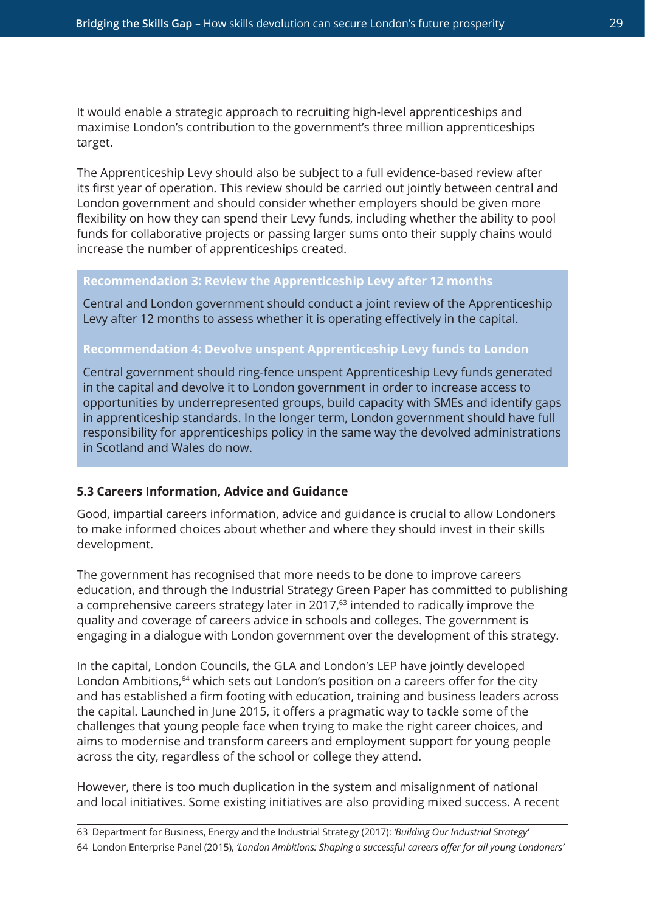It would enable a strategic approach to recruiting high-level apprenticeships and maximise London's contribution to the government's three million apprenticeships target.

The Apprenticeship Levy should also be subject to a full evidence-based review after its first year of operation. This review should be carried out jointly between central and London government and should consider whether employers should be given more flexibility on how they can spend their Levy funds, including whether the ability to pool funds for collaborative projects or passing larger sums onto their supply chains would increase the number of apprenticeships created.

> **Recommendation 3: Review the Apprenticeship Levy after 12 months**
>
> Central and London government should conduct a joint review of the Apprenticeship Levy after 12 months to assess whether it is operating effectively in the capital.
>
> **Recommendation 4: Devolve unspent Apprenticeship Levy funds to London**
>
> Central government should ring-fence unspent Apprenticeship Levy funds generated in the capital and devolve it to London government in order to increase access to opportunities by underrepresented groups, build capacity with SMEs and identify gaps in apprenticeship standards. In the longer term, London government should have full responsibility for apprenticeships policy in the same way the devolved administrations in Scotland and Wales do now.

### 5.3 Careers Information, Advice and Guidance

Good, impartial careers information, advice and guidance is crucial to allow Londoners to make informed choices about whether and where they should invest in their skills development.

The government has recognised that more needs to be done to improve careers education, and through the Industrial Strategy Green Paper has committed to publishing a comprehensive careers strategy later in 2017,[63] intended to radically improve the quality and coverage of careers advice in schools and colleges. The government is engaging in a dialogue with London government over the development of this strategy.

In the capital, London Councils, the GLA and London's LEP have jointly developed London Ambitions,[64] which sets out London's position on a careers offer for the city and has established a firm footing with education, training and business leaders across the capital. Launched in June 2015, it offers a pragmatic way to tackle some of the challenges that young people face when trying to make the right career choices, and aims to modernise and transform careers and employment support for young people across the city, regardless of the school or college they attend.

However, there is too much duplication in the system and misalignment of national and local initiatives. Some existing initiatives are also providing mixed success. A recent

---

63 Department for Business, Energy and the Industrial Strategy (2017): *'Building Our Industrial Strategy'*

64 London Enterprise Panel (2015), *'London Ambitions: Shaping a successful careers offer for all young Londoners'*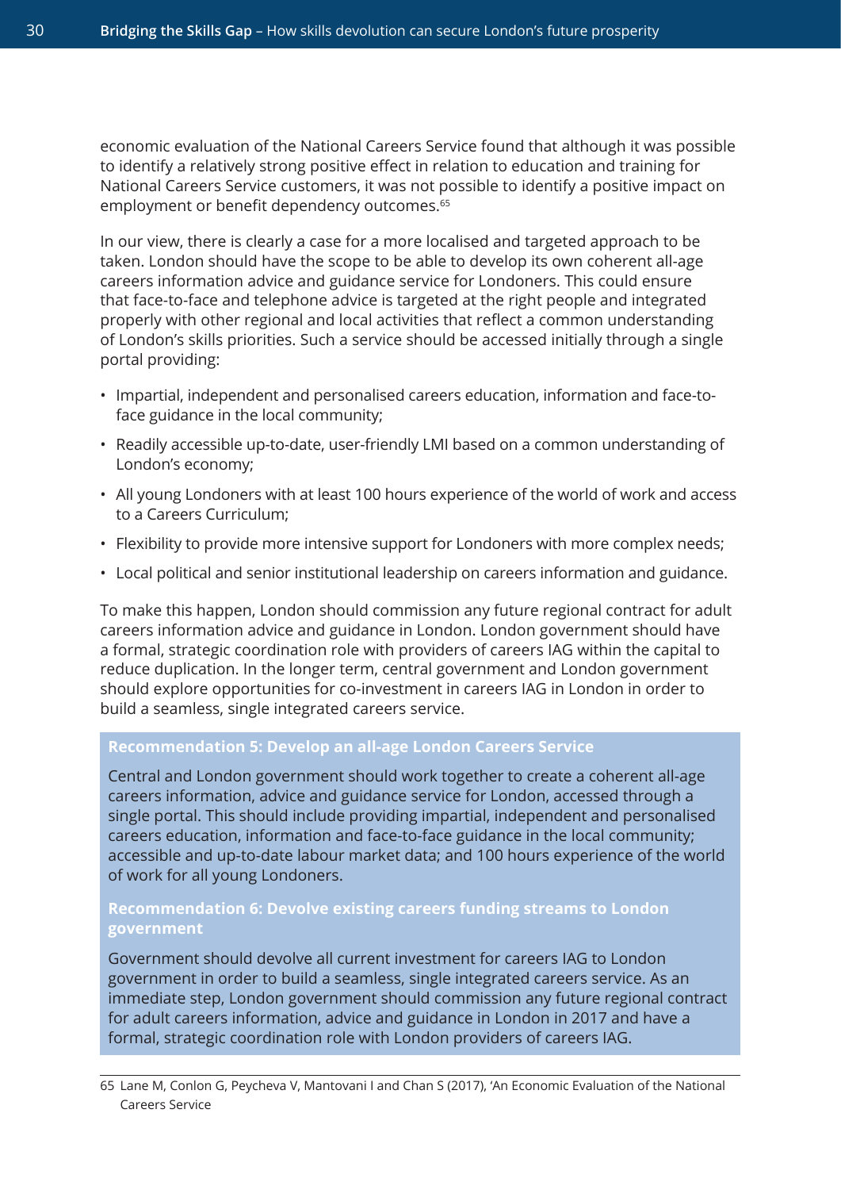economic evaluation of the National Careers Service found that although it was possible to identify a relatively strong positive effect in relation to education and training for National Careers Service customers, it was not possible to identify a positive impact on employment or benefit dependency outcomes.[65]

In our view, there is clearly a case for a more localised and targeted approach to be taken. London should have the scope to be able to develop its own coherent all-age careers information advice and guidance service for Londoners. This could ensure that face-to-face and telephone advice is targeted at the right people and integrated properly with other regional and local activities that reflect a common understanding of London's skills priorities. Such a service should be accessed initially through a single portal providing:

- Impartial, independent and personalised careers education, information and face-to-face guidance in the local community;
- Readily accessible up-to-date, user-friendly LMI based on a common understanding of London's economy;
- All young Londoners with at least 100 hours experience of the world of work and access to a Careers Curriculum;
- Flexibility to provide more intensive support for Londoners with more complex needs;
- Local political and senior institutional leadership on careers information and guidance.

To make this happen, London should commission any future regional contract for adult careers information advice and guidance in London. London government should have a formal, strategic coordination role with providers of careers IAG within the capital to reduce duplication. In the longer term, central government and London government should explore opportunities for co-investment in careers IAG in London in order to build a seamless, single integrated careers service.

**Recommendation 5: Develop an all-age London Careers Service**

Central and London government should work together to create a coherent all-age careers information, advice and guidance service for London, accessed through a single portal. This should include providing impartial, independent and personalised careers education, information and face-to-face guidance in the local community; accessible and up-to-date labour market data; and 100 hours experience of the world of work for all young Londoners.

**Recommendation 6: Devolve existing careers funding streams to London government**

Government should devolve all current investment for careers IAG to London government in order to build a seamless, single integrated careers service. As an immediate step, London government should commission any future regional contract for adult careers information, advice and guidance in London in 2017 and have a formal, strategic coordination role with London providers of careers IAG.

65 Lane M, Conlon G, Peycheva V, Mantovani I and Chan S (2017), 'An Economic Evaluation of the National Careers Service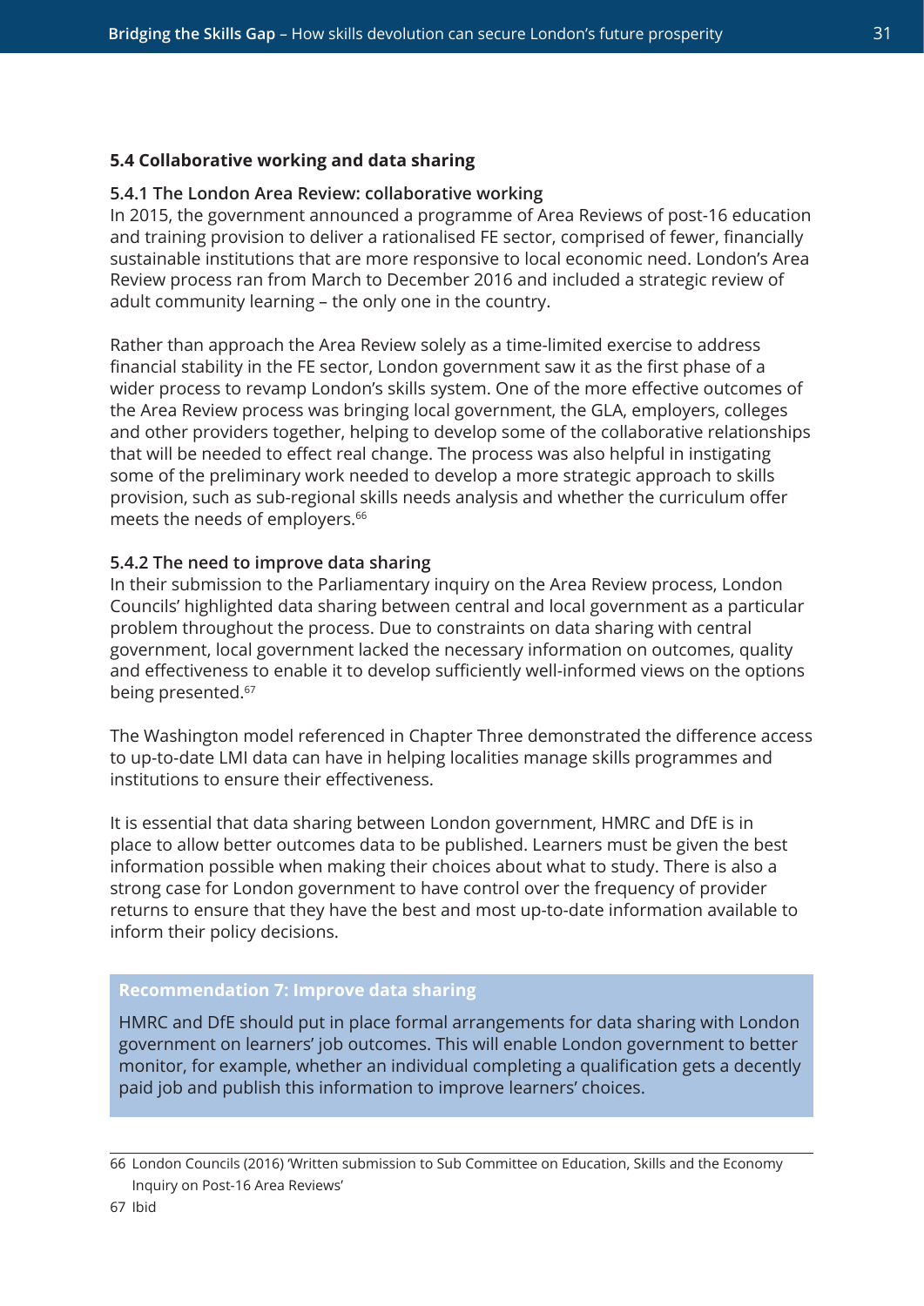### 5.4 Collaborative working and data sharing

#### 5.4.1 The London Area Review: collaborative working

In 2015, the government announced a programme of Area Reviews of post-16 education and training provision to deliver a rationalised FE sector, comprised of fewer, financially sustainable institutions that are more responsive to local economic need. London's Area Review process ran from March to December 2016 and included a strategic review of adult community learning – the only one in the country.

Rather than approach the Area Review solely as a time-limited exercise to address financial stability in the FE sector, London government saw it as the first phase of a wider process to revamp London's skills system. One of the more effective outcomes of the Area Review process was bringing local government, the GLA, employers, colleges and other providers together, helping to develop some of the collaborative relationships that will be needed to effect real change. The process was also helpful in instigating some of the preliminary work needed to develop a more strategic approach to skills provision, such as sub-regional skills needs analysis and whether the curriculum offer meets the needs of employers.[66]

#### 5.4.2 The need to improve data sharing

In their submission to the Parliamentary inquiry on the Area Review process, London Councils' highlighted data sharing between central and local government as a particular problem throughout the process. Due to constraints on data sharing with central government, local government lacked the necessary information on outcomes, quality and effectiveness to enable it to develop sufficiently well-informed views on the options being presented.[67]

The Washington model referenced in Chapter Three demonstrated the difference access to up-to-date LMI data can have in helping localities manage skills programmes and institutions to ensure their effectiveness.

It is essential that data sharing between London government, HMRC and DfE is in place to allow better outcomes data to be published. Learners must be given the best information possible when making their choices about what to study. There is also a strong case for London government to have control over the frequency of provider returns to ensure that they have the best and most up-to-date information available to inform their policy decisions.

**Recommendation 7: Improve data sharing**

HMRC and DfE should put in place formal arrangements for data sharing with London government on learners' job outcomes. This will enable London government to better monitor, for example, whether an individual completing a qualification gets a decently paid job and publish this information to improve learners' choices.

---

66 London Councils (2016) 'Written submission to Sub Committee on Education, Skills and the Economy Inquiry on Post-16 Area Reviews'

67 Ibid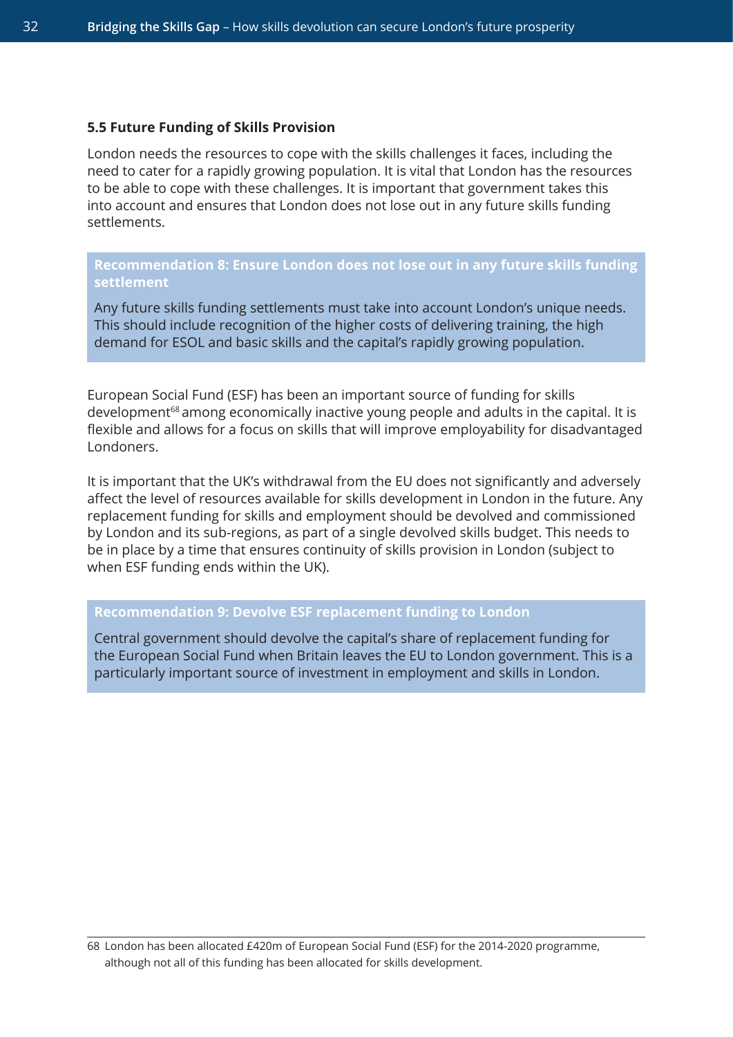### 5.5 Future Funding of Skills Provision

London needs the resources to cope with the skills challenges it faces, including the need to cater for a rapidly growing population. It is vital that London has the resources to be able to cope with these challenges. It is important that government takes this into account and ensures that London does not lose out in any future skills funding settlements.

**Recommendation 8: Ensure London does not lose out in any future skills funding settlement**

Any future skills funding settlements must take into account London's unique needs. This should include recognition of the higher costs of delivering training, the high demand for ESOL and basic skills and the capital's rapidly growing population.

European Social Fund (ESF) has been an important source of funding for skills development[68] among economically inactive young people and adults in the capital. It is flexible and allows for a focus on skills that will improve employability for disadvantaged Londoners.

It is important that the UK's withdrawal from the EU does not significantly and adversely affect the level of resources available for skills development in London in the future. Any replacement funding for skills and employment should be devolved and commissioned by London and its sub-regions, as part of a single devolved skills budget. This needs to be in place by a time that ensures continuity of skills provision in London (subject to when ESF funding ends within the UK).

**Recommendation 9: Devolve ESF replacement funding to London**

Central government should devolve the capital's share of replacement funding for the European Social Fund when Britain leaves the EU to London government. This is a particularly important source of investment in employment and skills in London.

---

68 London has been allocated £420m of European Social Fund (ESF) for the 2014-2020 programme, although not all of this funding has been allocated for skills development.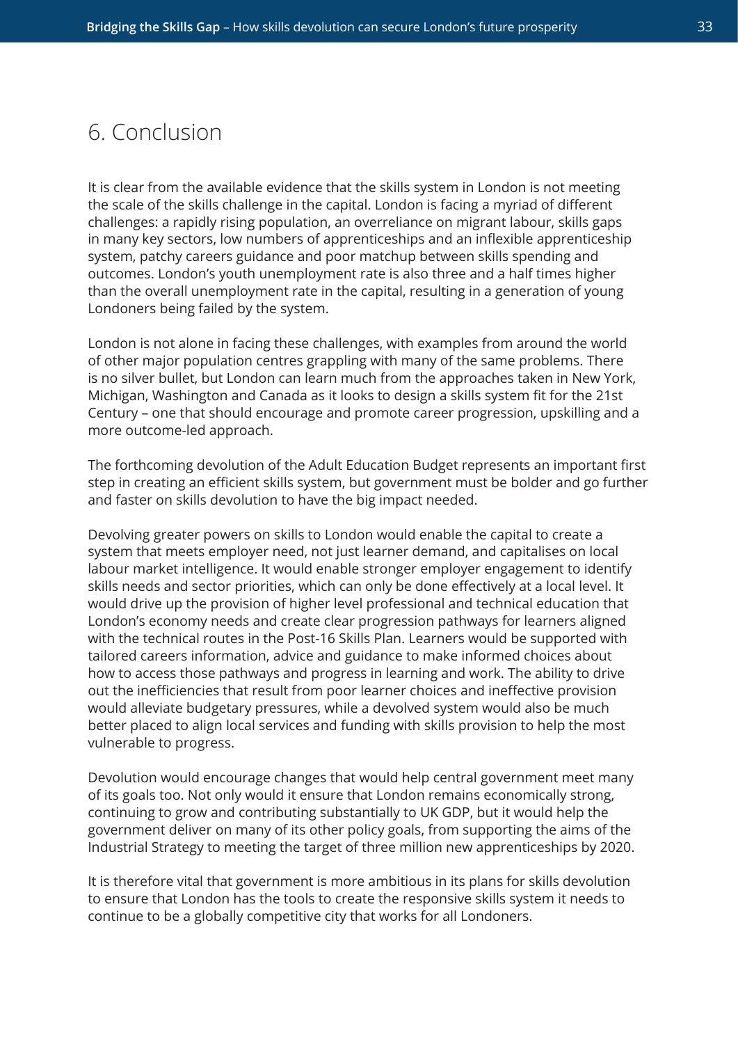# 6. Conclusion

It is clear from the available evidence that the skills system in London is not meeting the scale of the skills challenge in the capital. London is facing a myriad of different challenges: a rapidly rising population, an overreliance on migrant labour, skills gaps in many key sectors, low numbers of apprenticeships and an inflexible apprenticeship system, patchy careers guidance and poor matchup between skills spending and outcomes. London's youth unemployment rate is also three and a half times higher than the overall unemployment rate in the capital, resulting in a generation of young Londoners being failed by the system.

London is not alone in facing these challenges, with examples from around the world of other major population centres grappling with many of the same problems. There is no silver bullet, but London can learn much from the approaches taken in New York, Michigan, Washington and Canada as it looks to design a skills system fit for the 21st Century – one that should encourage and promote career progression, upskilling and a more outcome-led approach.

The forthcoming devolution of the Adult Education Budget represents an important first step in creating an efficient skills system, but government must be bolder and go further and faster on skills devolution to have the big impact needed.

Devolving greater powers on skills to London would enable the capital to create a system that meets employer need, not just learner demand, and capitalises on local labour market intelligence. It would enable stronger employer engagement to identify skills needs and sector priorities, which can only be done effectively at a local level. It would drive up the provision of higher level professional and technical education that London's economy needs and create clear progression pathways for learners aligned with the technical routes in the Post-16 Skills Plan. Learners would be supported with tailored careers information, advice and guidance to make informed choices about how to access those pathways and progress in learning and work. The ability to drive out the inefficiencies that result from poor learner choices and ineffective provision would alleviate budgetary pressures, while a devolved system would also be much better placed to align local services and funding with skills provision to help the most vulnerable to progress.

Devolution would encourage changes that would help central government meet many of its goals too. Not only would it ensure that London remains economically strong, continuing to grow and contributing substantially to UK GDP, but it would help the government deliver on many of its other policy goals, from supporting the aims of the Industrial Strategy to meeting the target of three million new apprenticeships by 2020.

It is therefore vital that government is more ambitious in its plans for skills devolution to ensure that London has the tools to create the responsive skills system it needs to continue to be a globally competitive city that works for all Londoners.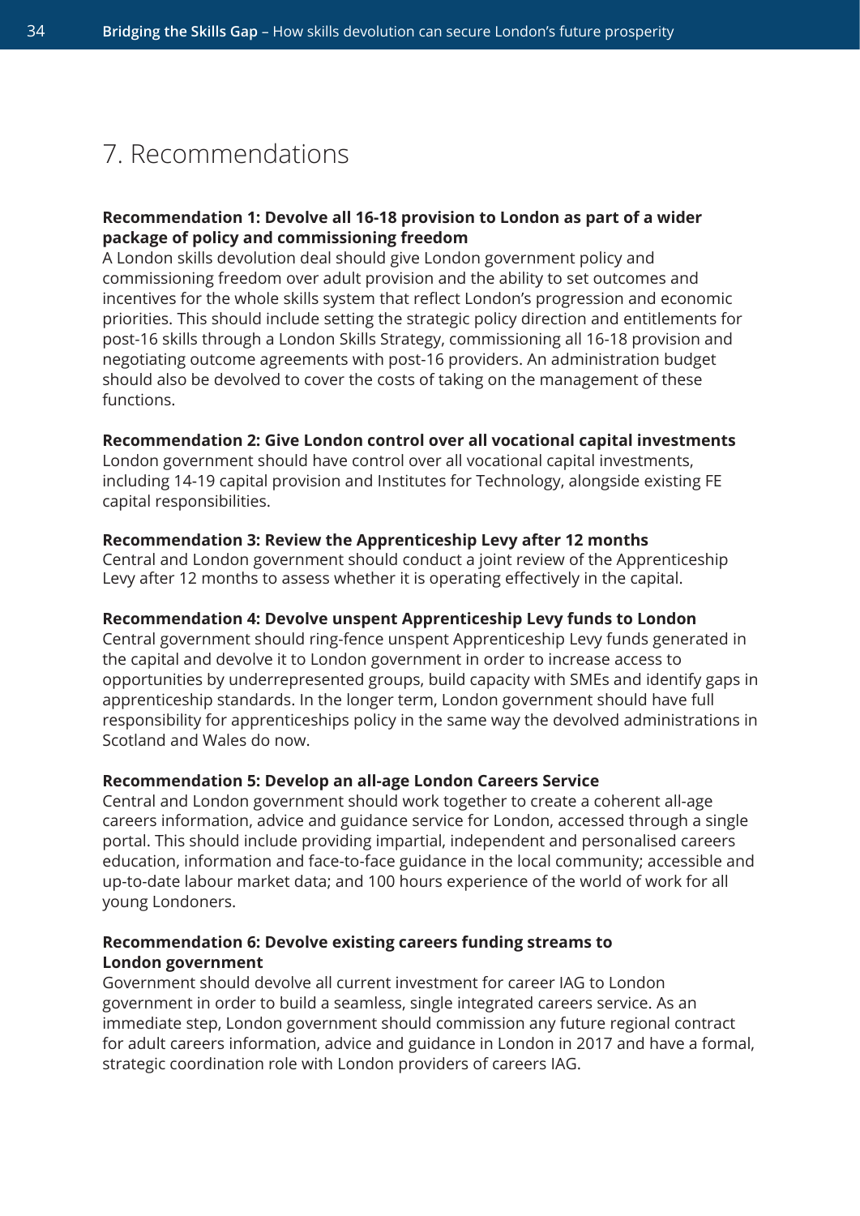# 7. Recommendations

**Recommendation 1: Devolve all 16-18 provision to London as part of a wider package of policy and commissioning freedom**
A London skills devolution deal should give London government policy and commissioning freedom over adult provision and the ability to set outcomes and incentives for the whole skills system that reflect London's progression and economic priorities. This should include setting the strategic policy direction and entitlements for post-16 skills through a London Skills Strategy, commissioning all 16-18 provision and negotiating outcome agreements with post-16 providers. An administration budget should also be devolved to cover the costs of taking on the management of these functions.

**Recommendation 2: Give London control over all vocational capital investments**
London government should have control over all vocational capital investments, including 14-19 capital provision and Institutes for Technology, alongside existing FE capital responsibilities.

**Recommendation 3: Review the Apprenticeship Levy after 12 months**
Central and London government should conduct a joint review of the Apprenticeship Levy after 12 months to assess whether it is operating effectively in the capital.

**Recommendation 4: Devolve unspent Apprenticeship Levy funds to London**
Central government should ring-fence unspent Apprenticeship Levy funds generated in the capital and devolve it to London government in order to increase access to opportunities by underrepresented groups, build capacity with SMEs and identify gaps in apprenticeship standards. In the longer term, London government should have full responsibility for apprenticeships policy in the same way the devolved administrations in Scotland and Wales do now.

**Recommendation 5: Develop an all-age London Careers Service**
Central and London government should work together to create a coherent all-age careers information, advice and guidance service for London, accessed through a single portal. This should include providing impartial, independent and personalised careers education, information and face-to-face guidance in the local community; accessible and up-to-date labour market data; and 100 hours experience of the world of work for all young Londoners.

**Recommendation 6: Devolve existing careers funding streams to London government**
Government should devolve all current investment for career IAG to London government in order to build a seamless, single integrated careers service. As an immediate step, London government should commission any future regional contract for adult careers information, advice and guidance in London in 2017 and have a formal, strategic coordination role with London providers of careers IAG.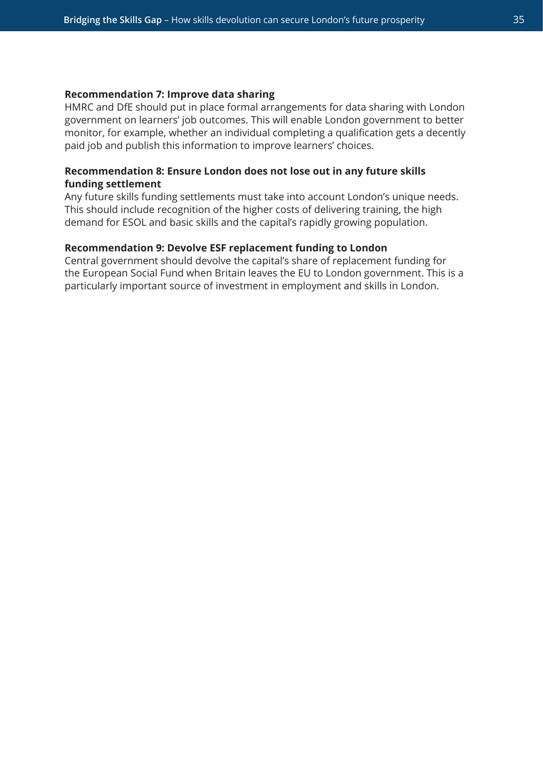**Recommendation 7: Improve data sharing**
HMRC and DfE should put in place formal arrangements for data sharing with London government on learners' job outcomes. This will enable London government to better monitor, for example, whether an individual completing a qualification gets a decently paid job and publish this information to improve learners' choices.

**Recommendation 8: Ensure London does not lose out in any future skills funding settlement**
Any future skills funding settlements must take into account London's unique needs. This should include recognition of the higher costs of delivering training, the high demand for ESOL and basic skills and the capital's rapidly growing population.

**Recommendation 9: Devolve ESF replacement funding to London**
Central government should devolve the capital's share of replacement funding for the European Social Fund when Britain leaves the EU to London government. This is a particularly important source of investment in employment and skills in London.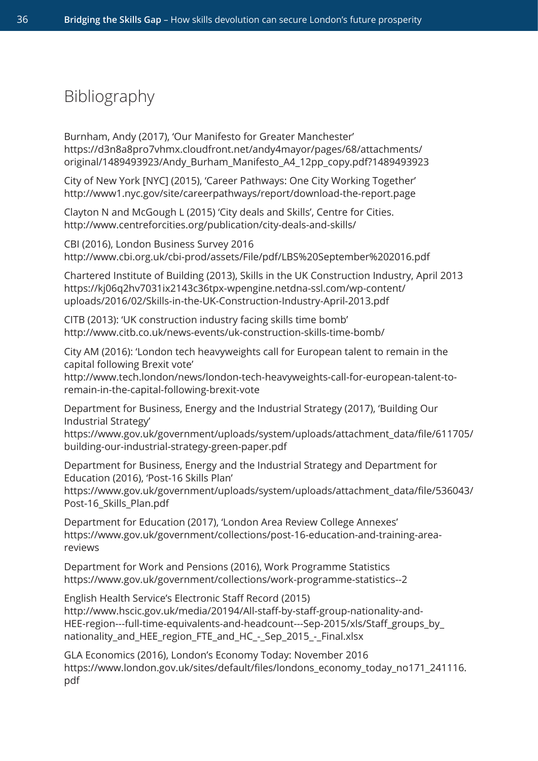# Bibliography

Burnham, Andy (2017), 'Our Manifesto for Greater Manchester' https://d3n8a8pro7vhmx.cloudfront.net/andy4mayor/pages/68/attachments/original/1489493923/Andy_Burham_Manifesto_A4_12pp_copy.pdf?1489493923

City of New York [NYC] (2015), 'Career Pathways: One City Working Together' http://www1.nyc.gov/site/careerpathways/report/download-the-report.page

Clayton N and McGough L (2015) 'City deals and Skills', Centre for Cities. http://www.centreforcities.org/publication/city-deals-and-skills/

CBI (2016), London Business Survey 2016 http://www.cbi.org.uk/cbi-prod/assets/File/pdf/LBS%20September%202016.pdf

Chartered Institute of Building (2013), Skills in the UK Construction Industry, April 2013 https://kj06q2hv7031ix2143c36tpx-wpengine.netdna-ssl.com/wp-content/uploads/2016/02/Skills-in-the-UK-Construction-Industry-April-2013.pdf

CITB (2013): 'UK construction industry facing skills time bomb' http://www.citb.co.uk/news-events/uk-construction-skills-time-bomb/

City AM (2016): 'London tech heavyweights call for European talent to remain in the capital following Brexit vote' http://www.tech.london/news/london-tech-heavyweights-call-for-european-talent-to-remain-in-the-capital-following-brexit-vote

Department for Business, Energy and the Industrial Strategy (2017), 'Building Our Industrial Strategy' https://www.gov.uk/government/uploads/system/uploads/attachment_data/file/611705/building-our-industrial-strategy-green-paper.pdf

Department for Business, Energy and the Industrial Strategy and Department for Education (2016), 'Post-16 Skills Plan' https://www.gov.uk/government/uploads/system/uploads/attachment_data/file/536043/Post-16_Skills_Plan.pdf

Department for Education (2017), 'London Area Review College Annexes' https://www.gov.uk/government/collections/post-16-education-and-training-area-reviews

Department for Work and Pensions (2016), Work Programme Statistics https://www.gov.uk/government/collections/work-programme-statistics--2

English Health Service's Electronic Staff Record (2015) http://www.hscic.gov.uk/media/20194/All-staff-by-staff-group-nationality-and-HEE-region---full-time-equivalents-and-headcount---Sep-2015/xls/Staff_groups_by_nationality_and_HEE_region_FTE_and_HC_-_Sep_2015_-_Final.xlsx

GLA Economics (2016), London's Economy Today: November 2016 https://www.london.gov.uk/sites/default/files/londons_economy_today_no171_241116.pdf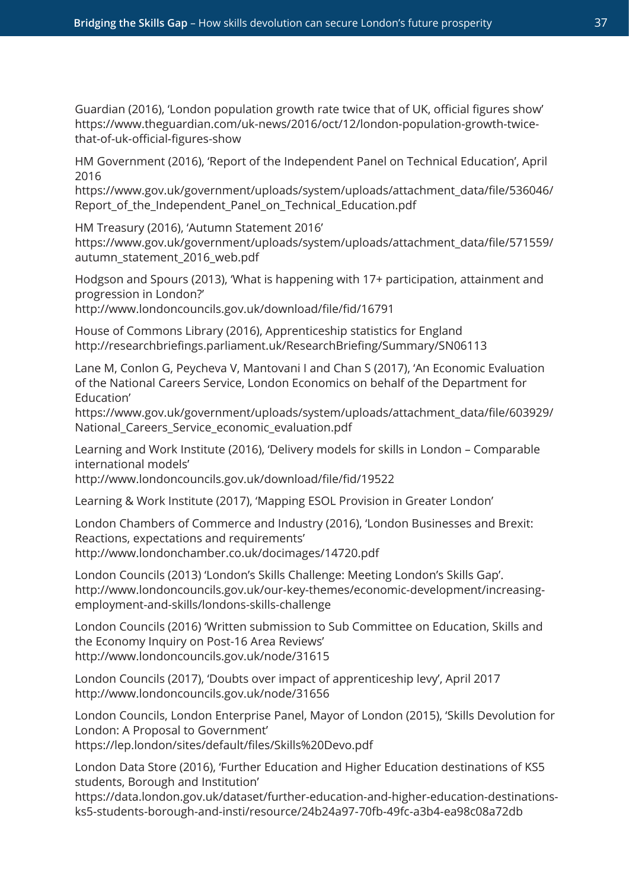Guardian (2016), 'London population growth rate twice that of UK, official figures show' https://www.theguardian.com/uk-news/2016/oct/12/london-population-growth-twice-that-of-uk-official-figures-show

HM Government (2016), 'Report of the Independent Panel on Technical Education', April 2016
https://www.gov.uk/government/uploads/system/uploads/attachment_data/file/536046/Report_of_the_Independent_Panel_on_Technical_Education.pdf

HM Treasury (2016), 'Autumn Statement 2016'
https://www.gov.uk/government/uploads/system/uploads/attachment_data/file/571559/autumn_statement_2016_web.pdf

Hodgson and Spours (2013), 'What is happening with 17+ participation, attainment and progression in London?'
http://www.londoncouncils.gov.uk/download/file/fid/16791

House of Commons Library (2016), Apprenticeship statistics for England
http://researchbriefings.parliament.uk/ResearchBriefing/Summary/SN06113

Lane M, Conlon G, Peycheva V, Mantovani I and Chan S (2017), 'An Economic Evaluation of the National Careers Service, London Economics on behalf of the Department for Education'
https://www.gov.uk/government/uploads/system/uploads/attachment_data/file/603929/National_Careers_Service_economic_evaluation.pdf

Learning and Work Institute (2016), 'Delivery models for skills in London – Comparable international models'
http://www.londoncouncils.gov.uk/download/file/fid/19522

Learning & Work Institute (2017), 'Mapping ESOL Provision in Greater London'

London Chambers of Commerce and Industry (2016), 'London Businesses and Brexit: Reactions, expectations and requirements'
http://www.londonchamber.co.uk/docimages/14720.pdf

London Councils (2013) 'London's Skills Challenge: Meeting London's Skills Gap'.
http://www.londoncouncils.gov.uk/our-key-themes/economic-development/increasing-employment-and-skills/londons-skills-challenge

London Councils (2016) 'Written submission to Sub Committee on Education, Skills and the Economy Inquiry on Post-16 Area Reviews'
http://www.londoncouncils.gov.uk/node/31615

London Councils (2017), 'Doubts over impact of apprenticeship levy', April 2017
http://www.londoncouncils.gov.uk/node/31656

London Councils, London Enterprise Panel, Mayor of London (2015), 'Skills Devolution for London: A Proposal to Government'
https://lep.london/sites/default/files/Skills%20Devo.pdf

London Data Store (2016), 'Further Education and Higher Education destinations of KS5 students, Borough and Institution'
https://data.london.gov.uk/dataset/further-education-and-higher-education-destinations-ks5-students-borough-and-insti/resource/24b24a97-70fb-49fc-a3b4-ea98c08a72db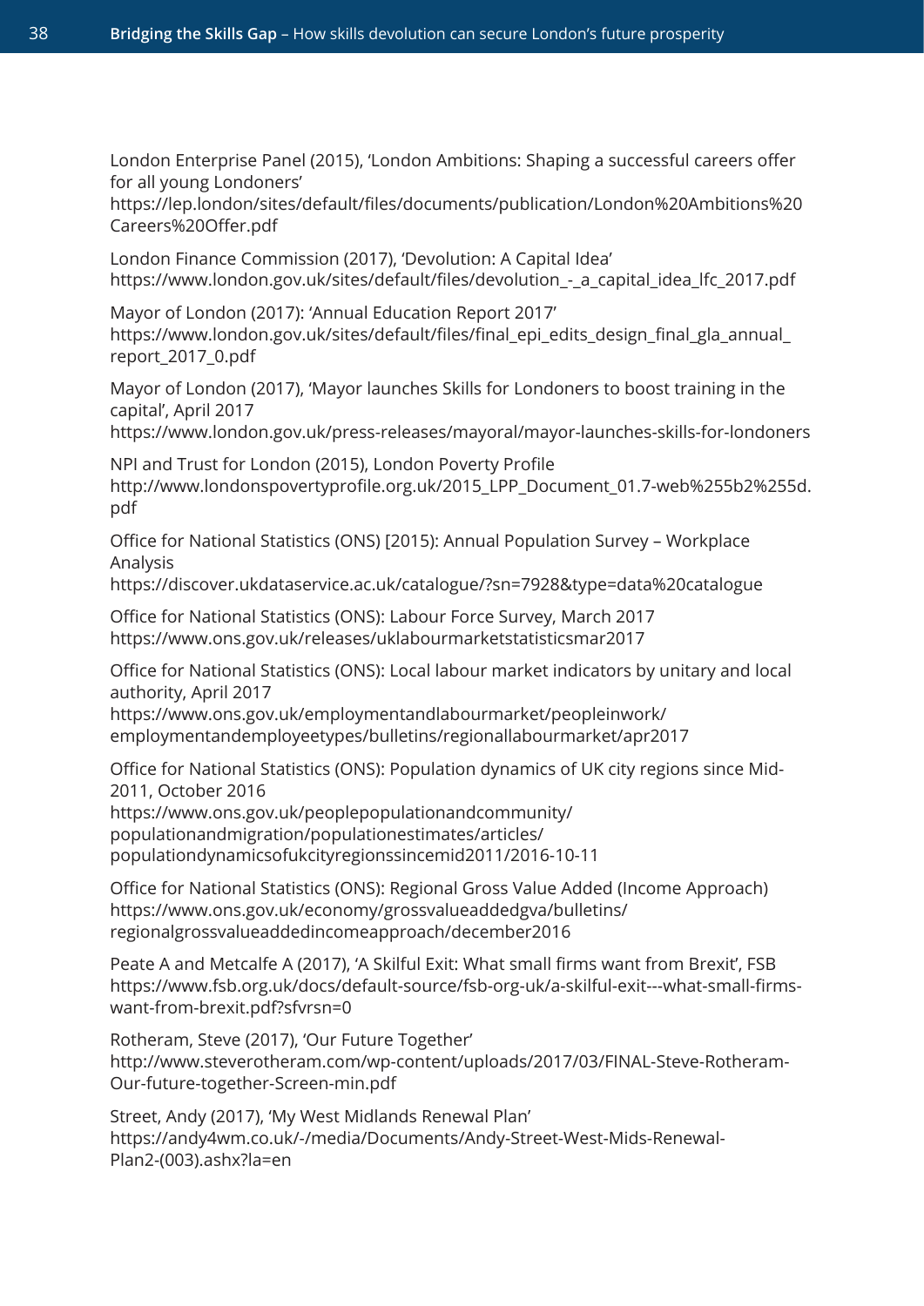London Enterprise Panel (2015), 'London Ambitions: Shaping a successful careers offer for all young Londoners'
https://lep.london/sites/default/files/documents/publication/London%20Ambitions%20Careers%20Offer.pdf

London Finance Commission (2017), 'Devolution: A Capital Idea'
https://www.london.gov.uk/sites/default/files/devolution_-_a_capital_idea_lfc_2017.pdf

Mayor of London (2017): 'Annual Education Report 2017'
https://www.london.gov.uk/sites/default/files/final_epi_edits_design_final_gla_annual_report_2017_0.pdf

Mayor of London (2017), 'Mayor launches Skills for Londoners to boost training in the capital', April 2017
https://www.london.gov.uk/press-releases/mayoral/mayor-launches-skills-for-londoners

NPI and Trust for London (2015), London Poverty Profile
http://www.londonspovertyprofile.org.uk/2015_LPP_Document_01.7-web%255b2%255d.pdf

Office for National Statistics (ONS) [2015): Annual Population Survey – Workplace Analysis
https://discover.ukdataservice.ac.uk/catalogue/?sn=7928&type=data%20catalogue

Office for National Statistics (ONS): Labour Force Survey, March 2017
https://www.ons.gov.uk/releases/uklabourmarketstatisticsmar2017

Office for National Statistics (ONS): Local labour market indicators by unitary and local authority, April 2017
https://www.ons.gov.uk/employmentandlabourmarket/peopleinwork/employmentandemployeetypes/bulletins/regionallabourmarket/apr2017

Office for National Statistics (ONS): Population dynamics of UK city regions since Mid-2011, October 2016
https://www.ons.gov.uk/peoplepopulationandcommunity/populationandmigration/populationestimates/articles/populationdynamicsofukcityregionssincemid2011/2016-10-11

Office for National Statistics (ONS): Regional Gross Value Added (Income Approach)
https://www.ons.gov.uk/economy/grossvalueaddedgva/bulletins/regionalgrossvalueaddedincomeapproach/december2016

Peate A and Metcalfe A (2017), 'A Skilful Exit: What small firms want from Brexit', FSB
https://www.fsb.org.uk/docs/default-source/fsb-org-uk/a-skilful-exit---what-small-firms-want-from-brexit.pdf?sfvrsn=0

Rotheram, Steve (2017), 'Our Future Together'
http://www.steverotheram.com/wp-content/uploads/2017/03/FINAL-Steve-Rotheram-Our-future-together-Screen-min.pdf

Street, Andy (2017), 'My West Midlands Renewal Plan'
https://andy4wm.co.uk/-/media/Documents/Andy-Street-West-Mids-Renewal-Plan2-(003).ashx?la=en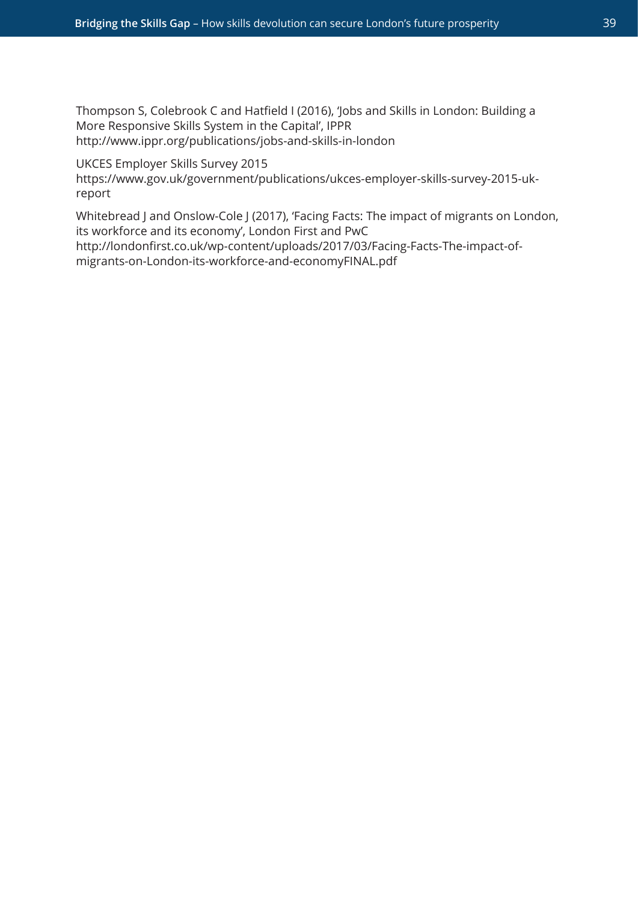Thompson S, Colebrook C and Hatfield I (2016), 'Jobs and Skills in London: Building a More Responsive Skills System in the Capital', IPPR
http://www.ippr.org/publications/jobs-and-skills-in-london

UKCES Employer Skills Survey 2015
https://www.gov.uk/government/publications/ukces-employer-skills-survey-2015-uk-report

Whitebread J and Onslow-Cole J (2017), 'Facing Facts: The impact of migrants on London, its workforce and its economy', London First and PwC
http://londonfirst.co.uk/wp-content/uploads/2017/03/Facing-Facts-The-impact-of-migrants-on-London-its-workforce-and-economyFINAL.pdf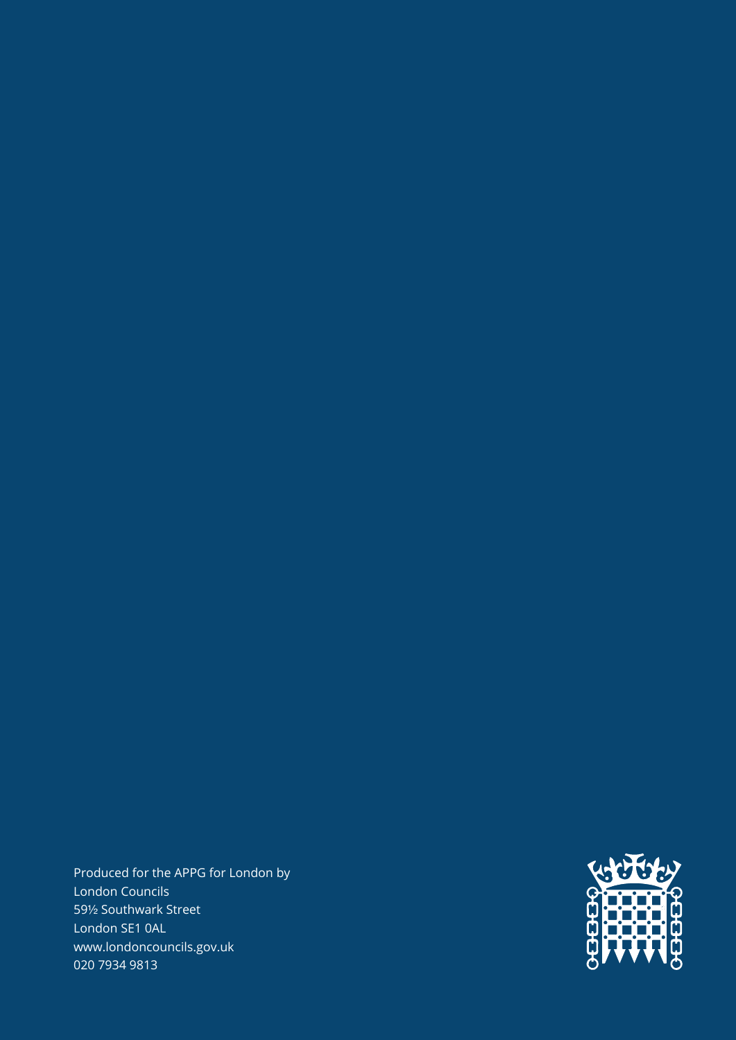Produced for the APPG for London by
London Councils
59½ Southwark Street
London SE1 0AL
www.londoncouncils.gov.uk
020 7934 9813